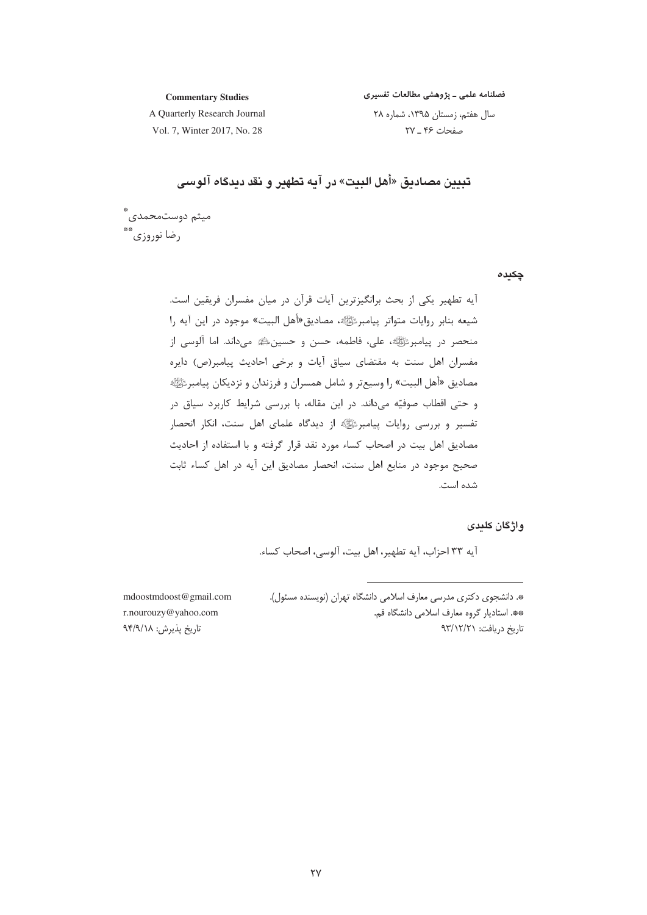# تبیین مصادیق «أهل البیت» در آیه تطهیر و نقد دیدگاه آلوسی

میثم دوست‌محمدی[*]
رضا نوروزی[**]

## چکیده

آیه تطهیر یکی از بحث برانگیزترین آیات قرآن در میان مفسران فریقین است. شیعه بنابر روایات متواتر پیامبرﷺ، مصادیق«أهل البیت» موجود در این آیه را منحصر در پیامبرﷺ، علی، فاطمه، حسن و حسین علیهم‌السلام می‌داند. اما آلوسی از مفسران اهل سنت به مقتضای سیاق آیات و برخی احادیث پیامبر(ص) دایره مصادیق «أهل البیت» را وسیع‌تر و شامل همسران و فرزندان و نزدیکان پیامبرﷺ و حتی اقطاب صوفیّه می‌داند. در این مقاله، با بررسی شرایط کاربرد سیاق در تفسیر و بررسی روایات پیامبرﷺ از دیدگاه علمای اهل سنت، انکار انحصار مصادیق اهل بیت در اصحاب کساء مورد نقد قرار گرفته و با استفاده از احادیث صحیح موجود در منابع اهل سنت، انحصار مصادیق این آیه در اهل کساء ثابت شده است.

## واژگان کلیدی

آیه ۳۳ احزاب، آیه تطهیر، اهل بیت، آلوسی، اصحاب کساء.

---

[*]. دانشجوی دکتری مدرسی معارف اسلامی دانشگاه تهران (نویسنده مسئول). mdoostmdoost@gmail.com

[**]. استادیار گروه معارف اسلامی دانشگاه قم. r.nourouzy@yahoo.com

تاریخ دریافت: ۹۳/۱۲/۲۱ — تاریخ پذیرش: ۹۴/۹/۱۸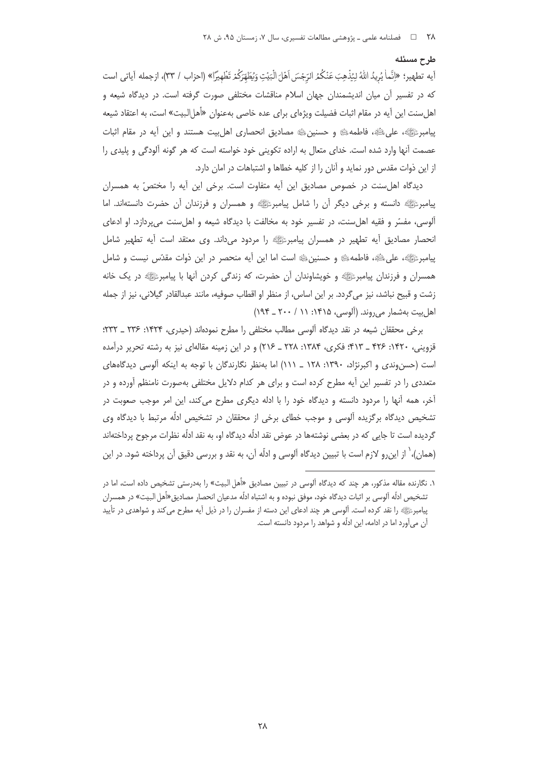## طرح مسئله

آیه تطهیر؛ «اِنَّما یُریدُ اللهُ لِیُذْهِبَ عَنْکُمُ الرِّجْسَ اَهْلَ الْبَیْتِ وَیُطَهِّرَکُمْ تَطْهیرًا» (احزاب / ۳۳)، ازجمله آیاتی است که در تفسیر آن میان اندیشمندان جهان اسلام مناقشات مختلفی صورت گرفته است. در دیدگاه شیعه و اهل‌سنت این آیه در مقام اثبات فضیلت ویژه‌ای برای عده خاصی به‌عنوان «أهل‌البیت» است، به اعتقاد شیعه پیامبرﷺ، علی، فاطمه و حسنین مصادیق انحصاری اهل‌بیت هستند و این آیه در مقام اثبات عصمت آنها وارد شده است. خدای متعال به اراده تکوینی خود خواسته است که هر گونه آلودگی و پلیدی را از این ذوات مقدس دور نماید و آنان را از کلیه خطاها و اشتباهات در امان دارد.

دیدگاه اهل‌سنت در خصوص مصادیق این آیه متفاوت است. برخی این آیه را مختصّ به همسران پیامبرﷺ دانسته و برخی دیگر آن را شامل پیامبرﷺ و همسران و فرزندان آن حضرت دانسته‌اند. اما آلوسی، مفسّر و فقیه اهل‌سنت، در تفسیر خود به مخالفت با دیدگاه شیعه و اهل‌سنت می‌پردازد. او ادعای انحصار مصادیق آیه تطهیر در همسران پیامبرﷺ را مردود می‌داند. وی معتقد است آیه تطهیر شامل پیامبرﷺ، علی، فاطمه و حسنین است اما این آیه منحصر در این ذوات مقدّس نیست و شامل همسران و فرزندان پیامبرﷺ و خویشاوندان آن حضرت، که زندگی کردن آنها با پیامبرﷺ در یک خانه زشت و قبیح نباشد، نیز می‌گردد. بر این اساس، از منظر او اقطاب صوفیه، مانند عبدالقادر گیلانی، نیز از جمله اهل‌بیت به‌شمار می‌روند. (آلوسی، ۱۴۱۵: ۱۱ / ۲۰۰ ـ ۱۹۴)

برخی محققان شیعه در نقد دیدگاه آلوسی مطالب مختلفی را مطرح نموده‌اند (حیدری، ۱۴۲۴: ۲۳۶ ـ ۲۳۲؛ قزوینی، ۱۴۲۰: ۴۲۶ ـ ۴۱۳؛ فکری، ۱۳۸۴: ۲۲۸ ـ ۲۱۶) و در این زمینه مقاله‌ای نیز به رشته تحریر درآمده است (حسن‌وندی و اکبرنژاد، ۱۳۹۰: ۱۲۸ ـ ۱۱۱) اما به‌نظر نگارندگان با توجه به اینکه آلوسی دیدگاه‌های متعددی را در تفسیر این آیه مطرح کرده است و برای هر کدام دلایل مختلفی به‌صورت نامنظم آورده و در آخر، همه آنها را مردود دانسته و دیدگاه خود را با ادله دیگری مطرح می‌کند، این امر موجب صعوبت در تشخیص دیدگاه برگزیده آلوسی و موجب خطای برخی از محققان در تشخیص ادلّه مرتبط با دیدگاه وی گردیده است تا جایی که در بعضی نوشته‌ها در عوض نقد ادلّه دیدگاه او، به نقد ادلّه نظرات مرجوح پرداخته‌اند (همان)،[1] از این‌رو لازم است با تبیین دیدگاه آلوسی و ادلّه آن، به نقد و بررسی دقیق آن پرداخته شود. در این

---

1. نگارنده مقاله مذکور، هر چند که دیدگاه آلوسی در تبیین مصادیق «أهل البیت» را به‌درستی تشخیص داده است، اما در تشخیص ادلّه آلوسی بر اثبات دیدگاه خود، موفق نبوده و به اشتباه ادلّه مدعیان انحصار مصادیق«أهل البیت» در همسران پیامبرﷺ را نقد کرده است. آلوسی هر چند ادعای این دسته از مفسران را در ذیل آیه مطرح می‌کند و شواهدی در تأیید آن می‌آورد اما در ادامه، این ادلّه و شواهد را مردود دانسته است.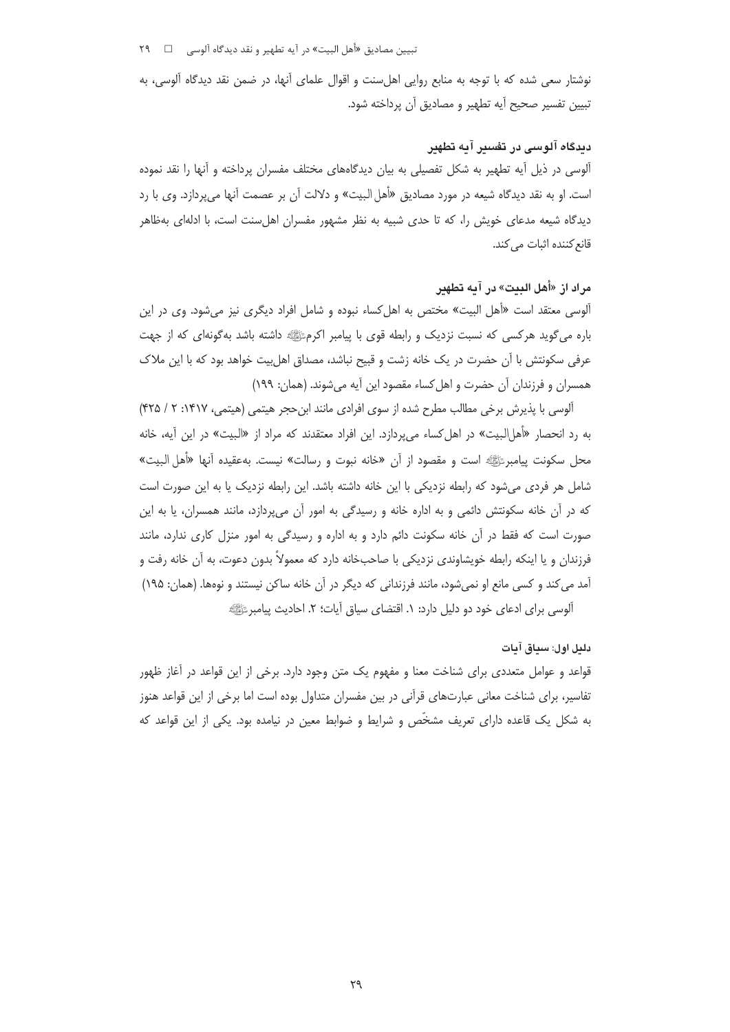نوشتار سعی شده که با توجه به منابع روایی اهل‌سنت و اقوال علمای آنها، در ضمن نقد دیدگاه آلوسی، به تبیین تفسیر صحیح آیه تطهیر و مصادیق آن پرداخته شود.

### دیدگاه آلوسی در تفسیر آیه تطهیر

آلوسی در ذیل آیه تطهیر به شکل تفصیلی به بیان دیدگاه‌های مختلف مفسران پرداخته و آنها را نقد نموده است. او به نقد دیدگاه شیعه در مورد مصادیق «أهل البیت» و دلالت آن بر عصمت آنها می‌پردازد. وی با رد دیدگاه شیعه مدعای خویش را، که تا حدی شبیه به نظر مشهور مفسران اهل‌سنت است، با ادله‌ای به‌ظاهر قانع‌کننده اثبات می‌کند.

### مراد از «أهل البیت» در آیه تطهیر

آلوسی معتقد است «أهل البیت» مختص به اهل‌کساء نبوده و شامل افراد دیگری نیز می‌شود. وی در این باره می‌گوید هرکسی که نسبت نزدیک و رابطه قوی با پیامبر اکرمﷺ داشته باشد به‌گونه‌ای که از جهت عرفی سکونتش با آن حضرت در یک خانه زشت و قبیح نباشد، مصداق اهل‌بیت خواهد بود که با این ملاک همسران و فرزندان آن حضرت و اهل‌کساء مقصود این آیه می‌شوند. (همان: ۱۹۹)

آلوسی با پذیرش برخی مطالب مطرح شده از سوی افرادی مانند ابن‌حجر هیتمی (هیتمی، ۱۴۱۷: ۲ / ۴۲۵) به رد انحصار «أهل‌البیت» در اهل‌کساء می‌پردازد. این افراد معتقدند که مراد از «البیت» در این آیه، خانه محل سکونت پیامبرﷺ است و مقصود از آن «خانه نبوت و رسالت» نیست. به‌عقیده آنها «أهل البیت» شامل هر فردی می‌شود که رابطه نزدیکی با این خانه داشته باشد. این رابطه نزدیک یا به این صورت است که در آن خانه سکونتش دائمی و به اداره خانه و رسیدگی به امور آن می‌پردازد، مانند همسران، یا به این صورت است که فقط در آن خانه سکونت دائم دارد و به اداره و رسیدگی به امور منزل کاری ندارد، مانند فرزندان و یا اینکه رابطه خویشاوندی نزدیکی با صاحب‌خانه دارد که معمولاً بدون دعوت، به آن خانه رفت و آمد می‌کند و کسی مانع او نمی‌شود، مانند فرزندانی که دیگر در آن خانه ساکن نیستند و نوه‌ها. (همان: ۱۹۵)

آلوسی برای ادعای خود دو دلیل دارد: ۱. اقتضای سیاق آیات؛ ۲. احادیث پیامبرﷺ

#### دلیل اول: سیاق آیات

قواعد و عوامل متعددی برای شناخت معنا و مفهوم یک متن وجود دارد. برخی از این قواعد در آغاز ظهور تفاسیر، برای شناخت معانی عبارت‌های قرآنی در بین مفسران متداول بوده است اما برخی از این قواعد هنوز به شکل یک قاعده دارای تعریف مشخّص و شرایط و ضوابط معین در نیامده بود. یکی از این قواعد که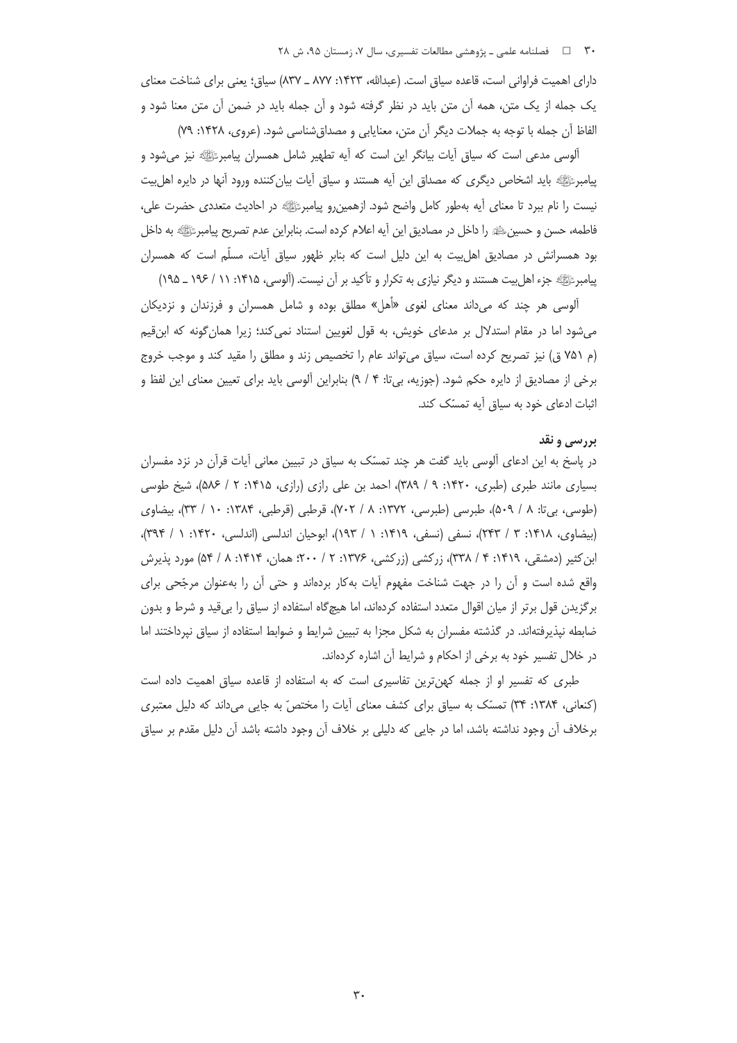دارای اهمیت فراوانی است، قاعده سیاق است. (عبدالله، ۱۴۲۳: ۸۷۷ ـ ۸۳۷) سیاق؛ یعنی برای شناخت معنای یک جمله از یک متن، همه آن متن باید در نظر گرفته شود و آن جمله باید در ضمن آن متن معنا شود و الفاظ آن جمله با توجه به جملات دیگر آن متن، معنایابی و مصداق‌شناسی شود. (عروی، ۱۴۲۸: ۷۹)

آلوسی مدعی است که سیاق آیات بیانگر این است که آیه تطهیر شامل همسران پیامبرﷺ نیز می‌شود و پیامبرﷺ باید اشخاص دیگری که مصداق این آیه هستند و سیاق آیات بیان‌کننده ورود آنها در دایره اهل‌بیت نیست را نام ببرد تا معنای آیه به‌طور کامل واضح شود. ازهمین‌رو پیامبرﷺ در احادیث متعددی حضرت علی، فاطمه، حسن و حسینؑ را داخل در مصادیق این آیه اعلام کرده است. بنابراین عدم تصریح پیامبرﷺ به داخل بود همسرانش در مصادیق اهل‌بیت به این دلیل است که بنابر ظهور سیاق آیات، مسلّم است که همسران پیامبرﷺ جزء اهل‌بیت هستند و دیگر نیازی به تکرار و تأکید بر آن نیست. (آلوسی، ۱۴۱۵: ۱۱ / ۱۹۶ ـ ۱۹۵)

آلوسی هر چند که می‌داند معنای لغوی «أهل» مطلق بوده و شامل همسران و فرزندان و نزدیکان می‌شود اما در مقام استدلال بر مدعای خویش، به قول لغویین استناد نمی‌کند؛ زیرا همان‌گونه که ابن‌قیم (م ۷۵۱ ق) نیز تصریح کرده است، سیاق می‌تواند عام را تخصیص زند و مطلق را مقید کند و موجب خروج برخی از مصادیق از دایره حکم شود. (جوزیه، بی‌تا: ۴ / ۹) بنابراین آلوسی باید برای تعیین معنای این لفظ و اثبات ادعای خود به سیاق آیه تمسّک کند.

### بررسی و نقد

در پاسخ به این ادعای آلوسی باید گفت هر چند تمسّک به سیاق در تبیین معانی آیات قرآن در نزد مفسران بسیاری مانند طبری (طبری، ۱۴۲۰: ۹ / ۳۸۹)، احمد بن علی رازی (رازی، ۱۴۱۵: ۲ / ۵۸۶)، شیخ طوسی (طوسی، بی‌تا: ۸ / ۵۰۹)، طبرسی (طبرسی، ۱۳۷۲: ۸ / ۷۰۲)، قرطبی (قرطبی، ۱۳۸۴: ۱۰ / ۳۳)، بیضاوی (بیضاوی، ۱۴۱۸: ۳ / ۲۴۳)، نسفی (نسفی، ۱۴۱۹: ۱ / ۱۹۳)، ابوحیان اندلسی (اندلسی، ۱۴۲۰: ۱ / ۳۹۴)، ابن‌کثیر (دمشقی، ۱۴۱۹: ۴ / ۳۳۸)، زرکشی (زرکشی، ۱۳۷۶: ۲ / ۲۰۰؛ همان، ۱۴۱۴: ۸ / ۵۴) مورد پذیرش واقع شده است و آن را در جهت شناخت مفهوم آیات به‌کار برده‌اند و حتی آن را به‌عنوان مرجّحی برای برگزیدن قول برتر از میان اقوال متعدد استفاده کرده‌اند، اما هیچ‌گاه استفاده از سیاق را بی‌قید و شرط و بدون ضابطه نپذیرفته‌اند. در گذشته مفسران به شکل مجزا به تبیین شرایط و ضوابط استفاده از سیاق نپرداختند اما در خلال تفسیر خود به برخی از احکام و شرایط آن اشاره کرده‌اند.

طبری که تفسیر او از جمله کهن‌ترین تفاسیری است که به استفاده از قاعده سیاق اهمیت داده است (کنعانی، ۱۳۸۴: ۳۴) تمسّک به سیاق برای کشف معنای آیات را مختصّ به جایی می‌داند که دلیل معتبری برخلاف آن وجود نداشته باشد، اما در جایی که دلیلی بر خلاف آن وجود داشته باشد آن دلیل مقدم بر سیاق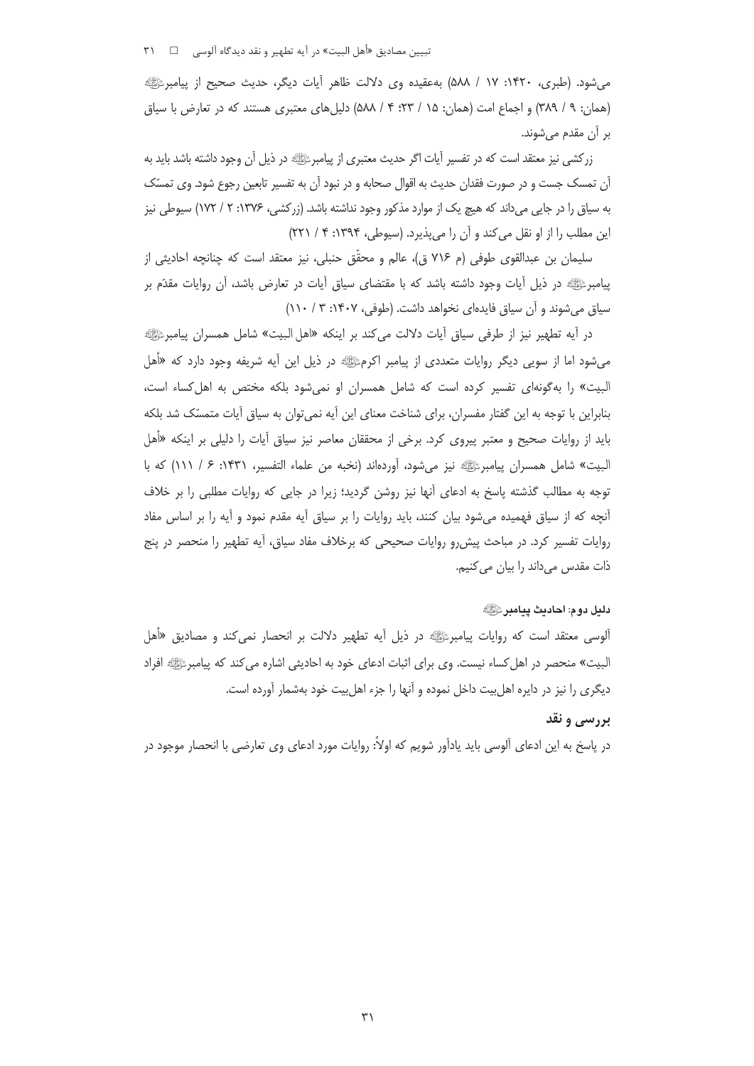می‌شود. (طبری، ۱۴۲۰: ۱۷ / ۵۸۸) به‌عقیده وی دلالت ظاهر آیات دیگر، حدیث صحیح از پیامبرﷺ (همان: ۹ / ۳۸۹) و اجماع امت (همان: ۱۵ / ۲۳؛ ۴ / ۵۸۸) دلیل‌های معتبری هستند که در تعارض با سیاق بر آن مقدم می‌شوند.

زرکشی نیز معتقد است که در تفسیر آیات اگر حدیث معتبری از پیامبرﷺ در ذیل آن وجود داشته باشد باید به آن تمسک جست و در صورت فقدان حدیث به اقوال صحابه و در نبود آن به تفسیر تابعین رجوع شود. وی تمسّک به سیاق را در جایی می‌داند که هیچ یک از موارد مذکور وجود نداشته باشد. (زرکشی، ۱۳۷۶: ۲ / ۱۷۲) سیوطی نیز این مطلب را از او نقل می‌کند و آن را می‌پذیرد. (سیوطی، ۱۳۹۴: ۴ / ۲۲۱)

سلیمان بن عبدالقوی طوفی (م ۷۱۶ ق)، عالم و محقّق حنبلی، نیز معتقد است که چنانچه احادیثی از پیامبرﷺ در ذیل آیات وجود داشته باشد که با مقتضای سیاق آیات در تعارض باشد، آن روایات مقدّم بر سیاق می‌شوند و آن سیاق فایده‌ای نخواهد داشت. (طوفی، ۱۴۰۷: ۳ / ۱۱۰)

در آیه تطهیر نیز از طرفی سیاق آیات دلالت می‌کند بر اینکه «اهل البیت» شامل همسران پیامبرﷺ می‌شود اما از سویی دیگر روایات متعددی از پیامبر اکرمﷺ در ذیل این آیه شریفه وجود دارد که «أهل البیت» را به‌گونه‌ای تفسیر کرده است که شامل همسران او نمی‌شود بلکه مختص به اهل‌کساء است، بنابراین با توجه به این گفتار مفسران، برای شناخت معنای این آیه نمی‌توان به سیاق آیات متمسّک شد بلکه باید از روایات صحیح و معتبر پیروی کرد. برخی از محققان معاصر نیز سیاق آیات را دلیلی بر اینکه «أهل البیت» شامل همسران پیامبرﷺ نیز می‌شود، آورده‌اند (نخبه من علماء التفسیر، ۱۴۳۱: ۶ / ۱۱۱) که با توجه به مطالب گذشته پاسخ به ادعای آنها نیز روشن گردید؛ زیرا در جایی که روایات مطلبی را بر خلاف آنچه که از سیاق فهمیده می‌شود بیان کنند، باید روایات را بر سیاق آیه مقدم نمود و آیه را بر اساس مفاد روایات تفسیر کرد. در مباحث پیش‌رو روایات صحیحی که برخلاف مفاد سیاق، آیه تطهیر را منحصر در پنج ذات مقدس می‌داند را بیان می‌کنیم.

#### دلیل دوم: احادیث پیامبرﷺ

آلوسی معتقد است که روایات پیامبرﷺ در ذیل آیه تطهیر دلالت بر انحصار نمی‌کند و مصادیق «أهل البیت» منحصر در اهل‌کساء نیست. وی برای اثبات ادعای خود به احادیثی اشاره می‌کند که پیامبرﷺ افراد دیگری را نیز در دایره اهل‌بیت داخل نموده و آنها را جزء اهل‌بیت خود به‌شمار آورده است.

#### بررسی و نقد

در پاسخ به این ادعای آلوسی باید یادآور شویم که اولاً: روایات مورد ادعای وی تعارضی با انحصار موجود در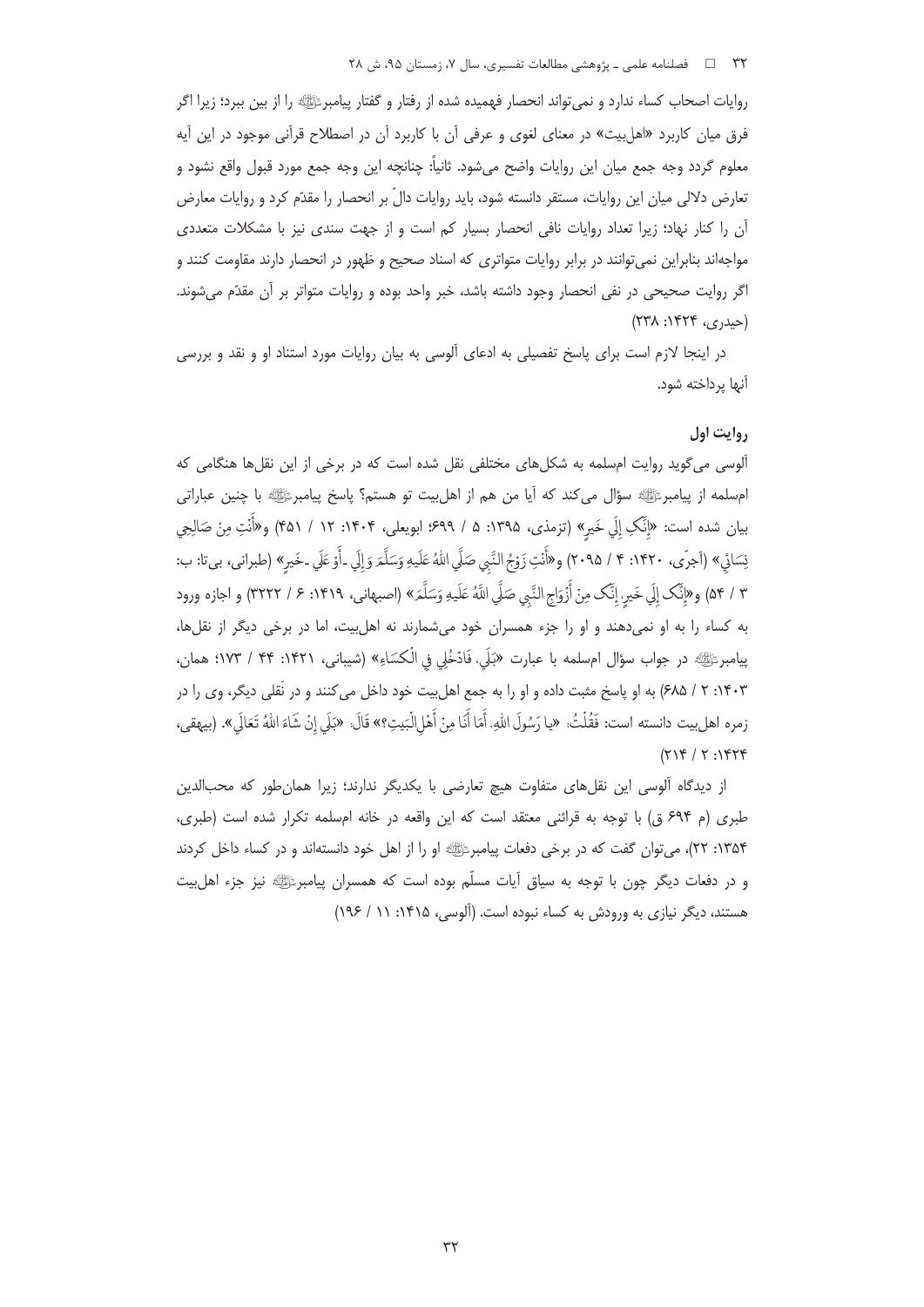روایات اصحاب کساء ندارد و نمی‌تواند انحصار فهمیده شده از رفتار و گفتار پیامبرﷺ را از بین ببرد؛ زیرا اگر فرق میان کاربرد «اهل‌بیت» در معنای لغوی و عرفی آن با کاربرد آن در اصطلاح قرآنی موجود در این آیه معلوم گردد وجه جمع میان این روایات واضح می‌شود. ثانیاً چنانچه این وجه جمع مورد قبول واقع نشود و تعارض دلالی میان این روایات، مستقر دانسته شود، باید روایات دالّ بر انحصار را مقدّم کرد و روایات معارض آن را کنار نهاد؛ زیرا تعداد روایات نافی انحصار بسیار کم است و از جهت سندی نیز با مشکلات متعددی مواجه‌اند بنابراین نمی‌توانند در برابر روایات متواتری که اسناد صحیح و ظهور در انحصار دارند مقاومت کنند و اگر روایت صحیحی در نفی انحصار وجود داشته باشد، خبر واحد بوده و روایات متواتر بر آن مقدّم می‌شوند. (حیدری، ۱۴۲۴: ۲۳۸)

در اینجا لازم است برای پاسخ تفصیلی به ادعای آلوسی به بیان روایات مورد استناد او و نقد و بررسی آنها پرداخته شود.

### روایت اول

آلوسی می‌گوید روایت ام‌سلمه به شکل‌های مختلفی نقل شده است که در برخی از این نقل‌ها هنگامی که ام‌سلمه از پیامبرﷺ سؤال می‌کند که آیا من هم از اهل‌بیت تو هستم؟ پاسخ پیامبرﷺ با چنین عباراتی بیان شده است: «إِنَّكِ إِلَى خَيرٍ» (ترمذی، ۱۳۹۵: ۵ / ۶۹۹؛ ابویعلی، ۱۴۰۴: ۱۲ / ۴۵۱) و«أَنْتِ مِنْ صَالِحِي نِسَائِي» (آجرّی، ۱۴۲۰: ۴ / ۲۰۹۵) و«أَنْتِ زَوْجُ النَّبِي صَلَّى اللهُ عَلَيهِ وَسَلَّمَ وَإِلَى ـ أَوْ عَلَى ـ خَيرٍ» (طبرانی، بی‌تا: ب: ۳ / ۵۴) و«إِنَّكِ إِلَى خَيرٍ، إِنَّكِ مِنْ أَزْوَاجِ النَّبِي صَلَّى اللَّهُ عَلَيهِ وَسَلَّمَ» (اصبهانی، ۱۴۱۹: ۶ / ۳۲۲۲) و اجازه ورود به کساء را به او نمی‌دهند و او را جزء همسران خود می‌شمارند نه اهل‌بیت، اما در برخی دیگر از نقل‌ها، پیامبرﷺ در جواب سؤال ام‌سلمه با عبارت «بَلَى، فَادْخُلِي فِي الْكِسَاءِ» (شیبانی، ۱۴۲۱: ۴۴ / ۱۷۳؛ همان، ۱۴۰۳: ۲ / ۶۸۵) به او پاسخ مثبت داده و او را به جمع اهل‌بیت خود داخل می‌کنند و در نَقلی دیگر، وی را در زمره اهل‌بیت دانسته است: فَقُلْتُ: «يا رَسُولَ اللهِ، أَمَا أَنَا مِنْ أَهْلِ الْبَيتِ؟» قَالَ: «بَلَى إِنْ شَاءَ اللهُ تَعَالَى». (بیهقی، ۱۴۲۴: ۲ / ۲۱۴)

از دیدگاه آلوسی این نقل‌های متفاوت هیچ تعارضی با یکدیگر ندارند؛ زیرا همان‌طور که محب‌الدین طبری (م ۶۹۴ ق) با توجه به قرائنی معتقد است که این واقعه در خانه ام‌سلمه تکرار شده است (طبری، ۱۳۵۴: ۲۲)، می‌توان گفت که در برخی دفعات پیامبرﷺ او را از اهل خود دانسته‌اند و در کساء داخل کردند و در دفعات دیگر چون با توجه به سیاق آیات مسلّم بوده است که همسران پیامبرﷺ نیز جزء اهل‌بیت هستند، دیگر نیازی به ورودش به کساء نبوده است. (آلوسی، ۱۴۱۵: ۱۱ / ۱۹۶)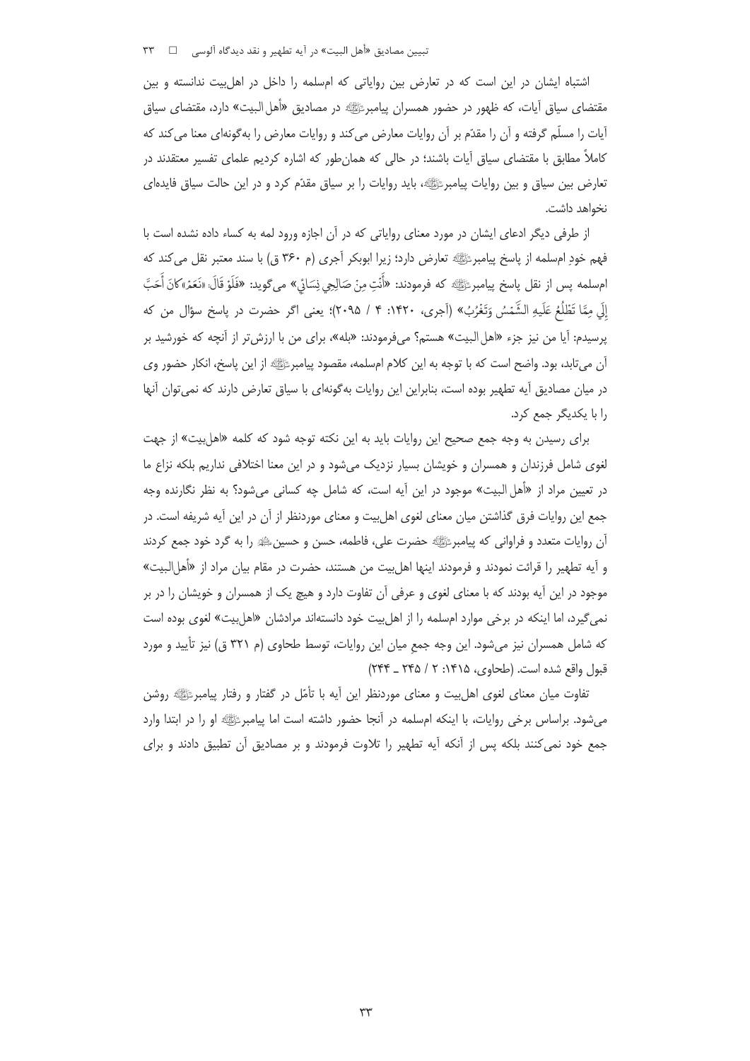اشتباه ایشان در این است که در تعارض بین روایاتی که امسلمه را داخل در اهل‌بیت ندانسته و بین مقتضای سیاق آیات، که ظهور در حضور همسران پیامبر ﷺ در مصادیق «أهل البیت» دارد، مقتضای سیاق آیات را مسلّم گرفته و آن را مقدّم بر آن روایات معارض می‌کند و روایات معارض را به‌گونه‌ای معنا می‌کند که کاملاً مطابق با مقتضای سیاق آیات باشند؛ در حالی که همان‌طور که اشاره کردیم علمای تفسیر معتقدند در تعارض بین سیاق و بین روایات پیامبر ﷺ، باید روایات را بر سیاق مقدّم کرد و در این حالت سیاق فایده‌ای نخواهد داشت.

از طرفی دیگر ادعای ایشان در مورد معنای روایاتی که در آن اجازه ورود لمه به کساء داده نشده است با فهم خودِ امسلمه از پاسخ پیامبر ﷺ تعارض دارد؛ زیرا ابوبکر آجری (م ۳۶۰ ق) با سند معتبر نقل می‌کند که امسلمه پس از نقل پاسخ پیامبر ﷺ که فرمودند: «أَنْتِ مِنْ صَالِحِي نِسَائِي» می‌گوید: «فَلَوْ قَالَ: «نَعَمْ» كَانَ أَحَبَّ إِلَيَّ مِمَّا تَطْلُعُ عَلَيهِ الشَّمْسُ وَتَغْرُبُ» (آجری، ۱۴۲۰: ۴ / ۲۰۹۵)؛ یعنی اگر حضرت در پاسخ سؤال من که پرسیدم: آیا من نیز جزء «اهل البیت» هستم؟ می‌فرمودند: «بله»، برای من با ارزش‌تر از آنچه که خورشید بر آن می‌تابد، بود. واضح است که با توجه به این کلام امسلمه، مقصود پیامبر ﷺ از این پاسخ، انکار حضور وی در میان مصادیق آیه تطهیر بوده است، بنابراین این روایات به‌گونه‌ای با سیاق تعارض دارند که نمی‌توان آنها را با یکدیگر جمع کرد.

برای رسیدن به وجه جمع صحیح این روایات باید به این نکته توجه شود که کلمه «اهل‌بیت» از جهت لغوی شامل فرزندان و همسران و خویشان بسیار نزدیک می‌شود و در این معنا اختلافی نداریم بلکه نزاع ما در تعیین مراد از «أهل البیت» موجود در این آیه است، که شامل چه کسانی می‌شود؟ به نظر نگارنده وجه جمع این روایات فرق گذاشتن میان معنای لغوی اهل‌بیت و معنای موردنظر از آن در این آیه شریفه است. در آن روایات متعدد و فراوانی که پیامبر ﷺ حضرت علی، فاطمه، حسن و حسین ﷺ را به گرد خود جمع کردند و آیه تطهیر را قرائت نمودند و فرمودند اینها اهل‌بیت من هستند، حضرت در مقام بیان مراد از «أهل‌البیت» موجود در این آیه بودند که با معنای لغوی و عرفی آن تفاوت دارد و هیچ یک از همسران و خویشان را در بر نمی‌گیرد، اما اینکه در برخی موارد امسلمه را از اهل‌بیت خود دانسته‌اند مرادشان «اهل‌بیت» لغوی بوده است که شامل همسران نیز می‌شود. این وجه جمعِ میان این روایات، توسط طحاوی (م ۳۲۱ ق) نیز تأیید و مورد قبول واقع شده است. (طحاوی، ۱۴۱۵: ۲ / ۲۴۵ ـ ۲۴۴)

تفاوت میان معنای لغوی اهل‌بیت و معنای موردنظر این آیه با تأمّل در گفتار و رفتار پیامبر ﷺ روشن می‌شود. براساس برخی روایات، با اینکه امسلمه در آنجا حضور داشته است اما پیامبر ﷺ او را در ابتدا وارد جمع خود نمی‌کنند بلکه پس از آنکه آیه تطهیر را تلاوت فرمودند و بر مصادیق آن تطبیق دادند و برای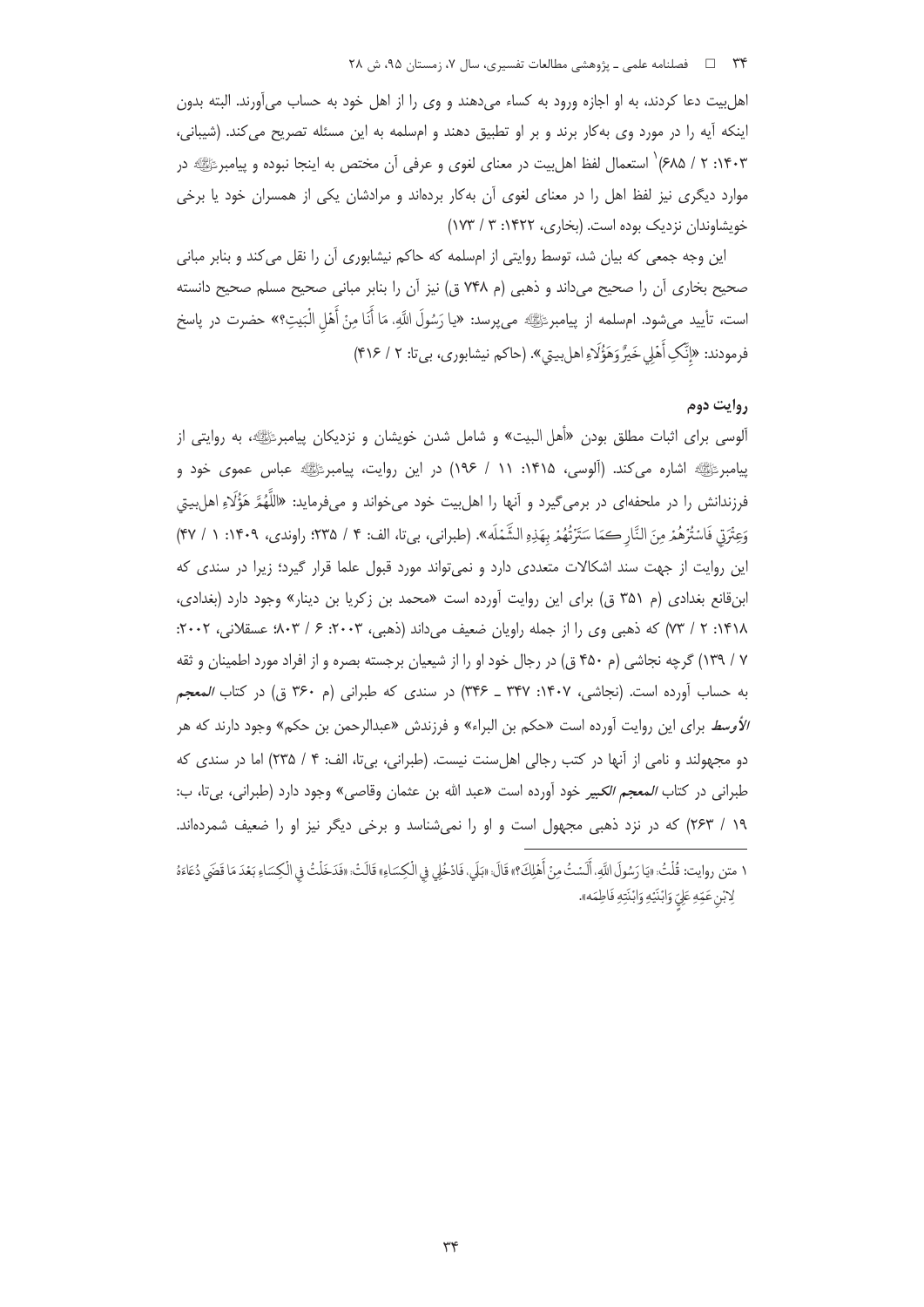اهل‌بیت دعا کردند، به او اجازه ورود به کساء می‌دهند و وی را از اهل خود به حساب می‌آورند. البته بدون اینکه آیه را در مورد وی به‌کار برند و بر او تطبیق دهند و ام‌سلمه به این مسئله تصریح می‌کند. (شیبانی، ۱۴۰۳: ۲ / ۶۸۵)[1] استعمال لفظ اهل‌بیت در معنای لغوی و عرفی آن مختص به اینجا نبوده و پیامبر ﷺ در موارد دیگری نیز لفظ اهل را در معنای لغوی آن به‌کار برده‌اند و مرادشان یکی از همسران خود یا برخی خویشاوندان نزدیک بوده است. (بخاری، ۱۴۲۲: ۳ / ۱۷۳)

این وجه جمعی که بیان شد، توسط روایتی از ام‌سلمه که حاکم نیشابوری آن را نقل می‌کند و بنابر مبانی صحیح بخاری آن را صحیح می‌داند و ذهبی (م ۷۴۸ ق) نیز آن را بنابر مبانی صحیح مسلم صحیح دانسته است، تأیید می‌شود. ام‌سلمه از پیامبر ﷺ می‌پرسد: «یا رَسُولَ اللَّهِ، مَا أَنَا مِنْ أَهْلِ الْبَيتِ؟» حضرت در پاسخ فرمودند: «إِنَّكِ أَهْلِي خَيرٌ وَهَؤُلَاءِ اهل‌بيتي». (حاکم نیشابوری، بی‌تا: ۲ / ۴۱۶)

## روایت دوم

آلوسی برای اثبات مطلق بودن «أهل البيت» و شامل شدن خویشان و نزدیکان پیامبر ﷺ، به روایتی از پیامبر ﷺ اشاره می‌کند. (آلوسی، ۱۴۱۵: ۱۱ / ۱۹۶) در این روایت، پیامبر ﷺ عباس عموی خود و فرزندانش را در ملحفه‌ای در برمی‌گیرد و آنها را اهل‌بیت خود می‌خواند و می‌فرماید: «اللَّهُمَّ هَؤُلَاءِ اهل‌بيتي وَعِتْرَتِي فَاسْتُرْهُمْ مِنَ النَّارِ كَمَا سَتَرْتُهُمْ بِهَذِهِ الشَّمْلَه». (طبرانی، بی‌تا، الف: ۴ / ۲۳۵؛ راوندی، ۱۴۰۹: ۱ / ۴۷) این روایت از جهت سند اشکالات متعددی دارد و نمی‌تواند مورد قبول علما قرار گیرد؛ زیرا در سندی که ابن‌قانع بغدادی (م ۳۵۱ ق) برای این روایت آورده است «محمد بن زکریا بن دینار» وجود دارد (بغدادی، ۱۴۱۸: ۲ / ۷۳) که ذهبی وی را از جمله راویان ضعیف می‌داند (ذهبی، ۲۰۰۳: ۶ / ۸۰۳؛ عسقلانی، ۲۰۰۲: ۷ / ۱۳۹) گرچه نجاشی (م ۴۵۰ ق) در رجال خود او را از شیعیان برجسته بصره و از افراد مورد اطمینان و ثقه به حساب آورده است. (نجاشی، ۱۴۰۷: ۳۴۷ ـ ۳۴۶) در سندی که طبرانی (م ۳۶۰ ق) در کتاب *المعجم الأوسط* برای این روایت آورده است «حکم بن البراء» و فرزندش «عبدالرحمن بن حکم» وجود دارند که هر دو مجهولند و نامی از آنها در کتب رجالی اهل‌سنت نیست. (طبرانی، بی‌تا، الف: ۴ / ۲۳۵) اما در سندی که طبرانی در کتاب *المعجم الکبیر* خود آورده است «عبد الله بن عثمان وقاصی» وجود دارد (طبرانی، بی‌تا، ب: ۱۹ / ۲۶۳) که در نزد ذهبی مجهول است و او را نمی‌شناسد و برخی دیگر نیز او را ضعیف شمرده‌اند.

---

۱. متن روایت: قُلْتُ: «يَا رَسُولَ اللَّهِ، أَلَسْتُ مِنْ أَهْلِكَ؟» قَالَ: «بَلَى، فَادْخُلِي فِي الْكِسَاءِ» قَالَتْ: «فَدَخَلْتُ فِي الْكِسَاءِ بَعْدَ مَا قَضَى دُعَاءَهُ لِابْنِ عَمِّهِ عَلِيٍّ وَابْنَيْهِ وَابْنَتِهِ فَاطِمَه».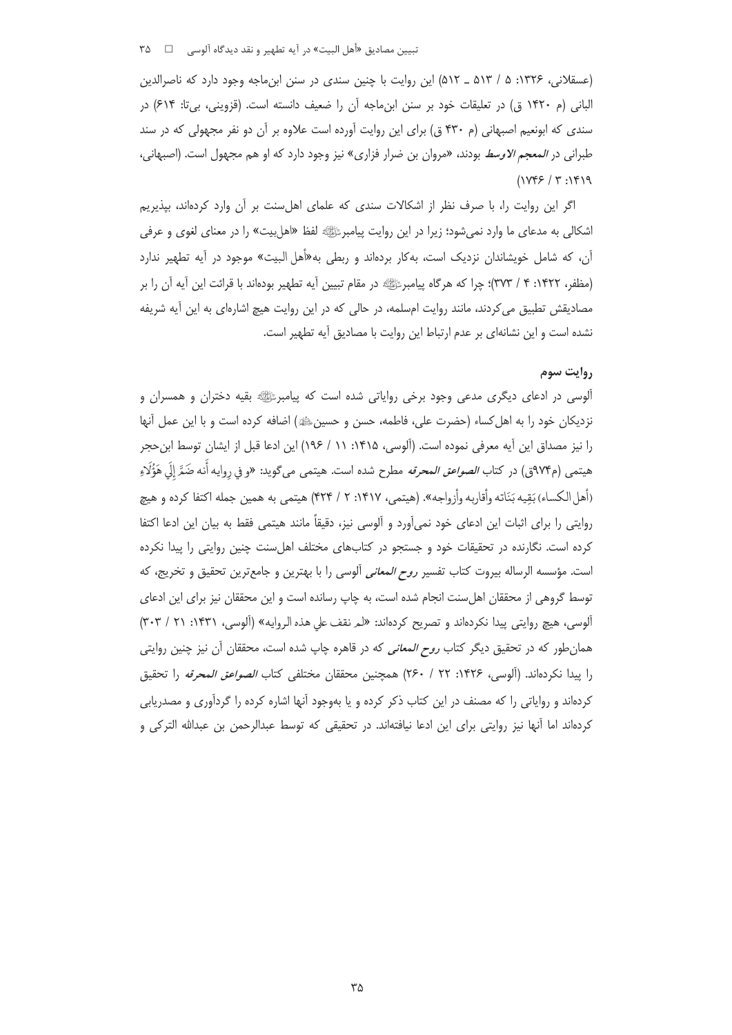(عسقلانی، ۱۳۲۶: ۵ / ۵۱۳ ـ ۵۱۲) این روایت با چنین سندی در سنن ابن‌ماجه وجود دارد که ناصرالدین البانی (م ۱۴۲۰ ق) در تعلیقات خود بر سنن ابن‌ماجه آن را ضعیف دانسته است. (قزوینی، بی‌تا: ۶۱۴) در سندی که ابونعیم اصبهانی (م ۴۳۰ ق) برای این روایت آورده است علاوه بر آن دو نفر مجهولی که در سند طبرانی در *المعجم الاوسط* بودند، «مروان بن ضرار فزاری» نیز وجود دارد که او هم مجهول است. (اصبهانی، ۱۴۱۹: ۳ / ۱۷۴۶)

اگر این روایت را، با صرف نظر از اشکالات سندی که علمای اهل‌سنت بر آن وارد کرده‌اند، بپذیریم اشکالی به مدعای ما وارد نمی‌شود؛ زیرا در این روایت پیامبرﷺ لفظ «اهل‌بیت» را در معنای لغوی و عرفی آن، که شامل خویشاندان نزدیک است، به‌کار برده‌اند و ربطی به«أهل البیت» موجود در آیه تطهیر ندارد (مظفر، ۱۴۲۲: ۴ / ۳۷۳)؛ چرا که هرگاه پیامبرﷺ در مقام تبیین آیه تطهیر بوده‌اند با قرائت این آیه آن را بر مصادیقش تطبیق می‌کردند، مانند روایت ام‌سلمه، در حالی که در این روایت هیچ اشاره‌ای به این آیه شریفه نشده است و این نشانه‌ای بر عدم ارتباط این روایت با مصادیق آیه تطهیر است.

## روایت سوم

آلوسی در ادعای دیگری مدعی وجود برخی روایاتی شده است که پیامبرﷺ بقیه دختران و همسران و نزدیکان خود را به اهل‌کساء (حضرت علی، فاطمه، حسن و حسین‌ﷺ) اضافه کرده است و با این عمل آنها را نیز مصداق این آیه معرفی نموده است. (آلوسی، ۱۴۱۵: ۱۱ / ۱۹۶) این ادعا قبل از ایشان توسط ابن‌حجر هیتمی (م۹۷۴ق) در کتاب *الصواعق المحرقه* مطرح شده است. هیتمی می‌گوید: «و في رِوايه أَنه ضَمَّ إِلَي هَؤُلَاءِ (أهل الکساء) بَقِيه بَنَاته وأقاربه وأزواجه». (هیتمی، ۱۴۱۷: ۲ / ۴۲۴) هیتمی به همین جمله اکتفا کرده و هیچ روایتی را برای اثبات این ادعای خود نمی‌آورد و آلوسی نیز، دقیقاً مانند هیتمی فقط به بیان این ادعا اکتفا کرده است. نگارنده در تحقیقات خود و جستجو در کتاب‌های مختلف اهل‌سنت چنین روایتی را پیدا نکرده است. مؤسسه الرساله بیروت کتاب تفسیر *روح المعانی* آلوسی را با بهترین و جامع‌ترین تحقیق و تخریج، که توسط گروهی از محققان اهل‌سنت انجام شده است، به چاپ رسانده است و این محققان نیز برای این ادعای آلوسی، هیچ روایتی پیدا نکرده‌اند و تصریح کرده‌اند: «لم نقف علي هذه الروايه» (آلوسی، ۱۴۳۱: ۲۱ / ۳۰۳) همان‌طور که در تحقیق دیگر کتاب *روح المعانی* که در قاهره چاپ شده است، محققان آن نیز چنین روایتی را پیدا نکرده‌اند. (آلوسی، ۱۴۲۶: ۲۲ / ۲۶۰) همچنین محققان مختلفی کتاب *الصواعق المحرقه* را تحقیق کرده‌اند و روایاتی را که مصنف در این کتاب ذکر کرده و یا به‌وجود آنها اشاره کرده را گردآوری و مصدریابی کرده‌اند اما آنها نیز روایتی برای این ادعا نیافته‌اند. در تحقیقی که توسط عبدالرحمن بن عبدالله الترکی و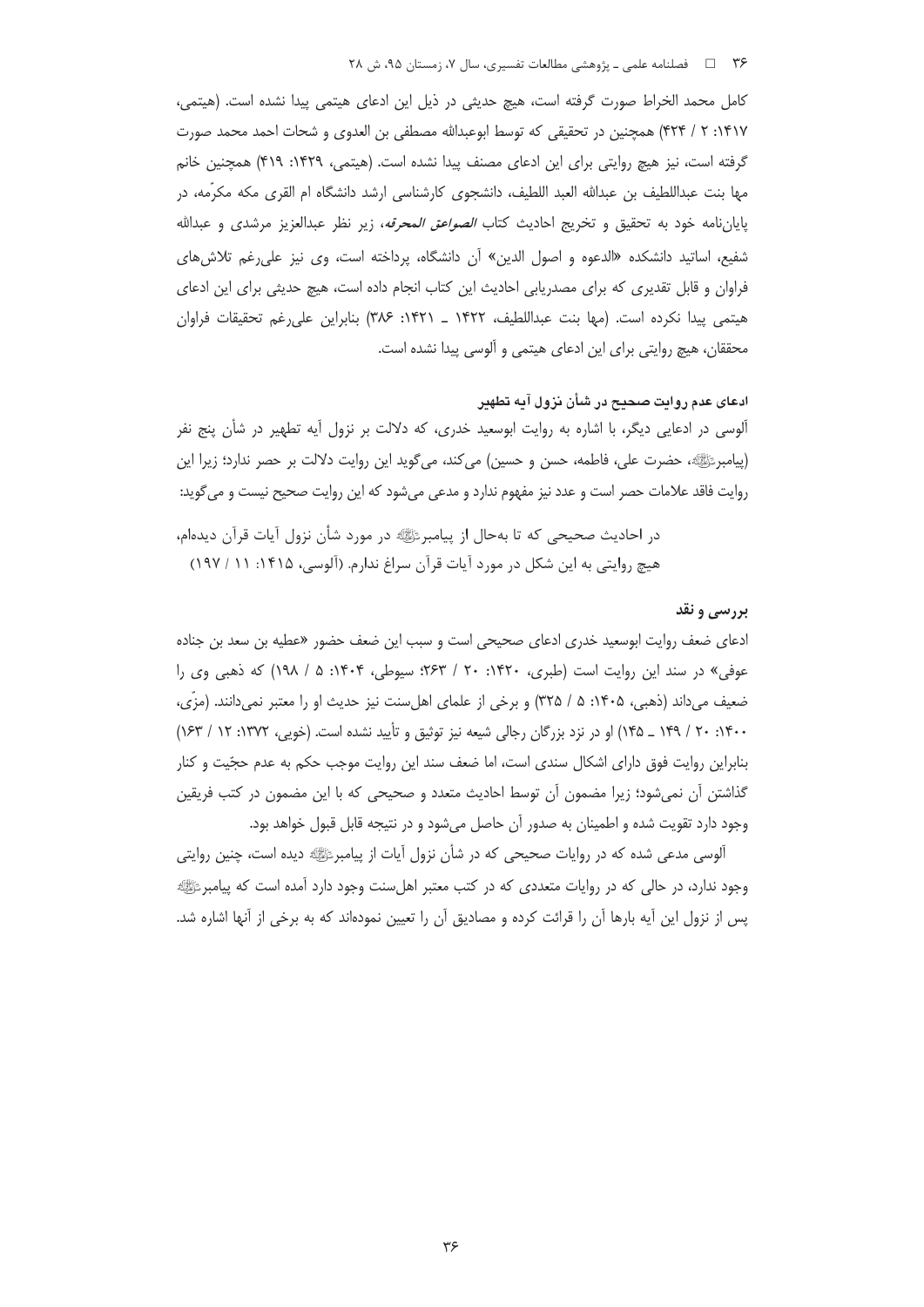کامل محمد الخراط صورت گرفته است، هیچ حدیثی در ذیل این ادعای هیتمی پیدا نشده است. (هیتمی، ۱۴۱۷: ۲ / ۴۲۴) همچنین در تحقیقی که توسط ابوعبدالله مصطفی بن العدوی و شحات احمد محمد صورت گرفته است، نیز هیچ روایتی برای این ادعای مصنف پیدا نشده است. (هیتمی، ۱۴۲۹: ۴۱۹) همچنین خانم مها بنت عبداللطیف بن عبدالله العبد اللطیف، دانشجوی کارشناسی ارشد دانشگاه ام القری مکه مکرّمه، در پایان‌نامه خود به تحقیق و تخریج احادیث کتاب *الصواعق المحرقه*، زیر نظر عبدالعزیز مرشدی و عبدالله شفیع، اساتید دانشکده «الدعوه و اصول الدین» آن دانشگاه، پرداخته است، وی نیز علی‌رغم تلاش‌های فراوان و قابل تقدیری که برای مصدریابی احادیث این کتاب انجام داده است، هیچ حدیثی برای این ادعای هیتمی پیدا نکرده است. (مها بنت عبداللطیف، ۱۴۲۲ ـ ۱۴۲۱: ۳۸۶) بنابراین علی‌رغم تحقیقات فراوان محققان، هیچ روایتی برای این ادعای هیتمی و آلوسی پیدا نشده است.

### ادعای عدم روایت صحیح در شأن نزول آیه تطهیر

آلوسی در ادعایی دیگر، با اشاره به روایت ابوسعید خدری، که دلالت بر نزول آیه تطهیر در شأن پنج نفر (پیامبر ﷺ، حضرت علی، فاطمه، حسن و حسین) می‌کند، می‌گوید این روایت دلالت بر حصر ندارد؛ زیرا این روایت فاقد علامات حصر است و عدد نیز مفهوم ندارد و مدعی می‌شود که این روایت صحیح نیست و می‌گوید:

> در احادیث صحیحی که تا به‌حال از پیامبر ﷺ در مورد شأن نزول آیات قرآن دیده‌ام، هیچ روایتی به این شکل در مورد آیات قرآن سراغ ندارم. (آلوسی، ۱۴۱۵: ۱۱ / ۱۹۷)

### بررسی و نقد

ادعای ضعف روایت ابوسعید خدری ادعای صحیحی است و سبب این ضعف حضور «عطیه بن سعد بن جناده عوفی» در سند این روایت است (طبری، ۱۴۲۰: ۲۰ / ۲۶۳؛ سیوطی، ۱۴۰۴: ۵ / ۱۹۸) که ذهبی وی را ضعیف می‌داند (ذهبی، ۱۴۰۵: ۵ / ۳۲۵) و برخی از علمای اهل‌سنت نیز حدیث او را معتبر نمی‌دانند. (مزّی، ۱۴۰۰: ۲۰ / ۱۴۹ ـ ۱۴۵) او در نزد بزرگان رجالی شیعه نیز توثیق و تأیید نشده است. (خویی، ۱۳۷۲: ۱۲ / ۱۶۳) بنابراین روایت فوق دارای اشکال سندی است، اما ضعف سند این روایت موجب حکم به عدم حجّیت و کنار گذاشتن آن نمی‌شود؛ زیرا مضمون آن توسط احادیث متعدد و صحیحی که با این مضمون در کتب فریقین وجود دارد تقویت شده و اطمینان به صدور آن حاصل می‌شود و در نتیجه قابل قبول خواهد بود.

آلوسی مدعی شده که در روایات صحیحی که در شأن نزول آیات از پیامبر ﷺ دیده است، چنین روایتی وجود ندارد، در حالی که در روایات متعددی که در کتب معتبر اهل‌سنت وجود دارد آمده است که پیامبر ﷺ پس از نزول این آیه بارها آن را قرائت کرده و مصادیق آن را تعیین نموده‌اند که به برخی از آنها اشاره شد.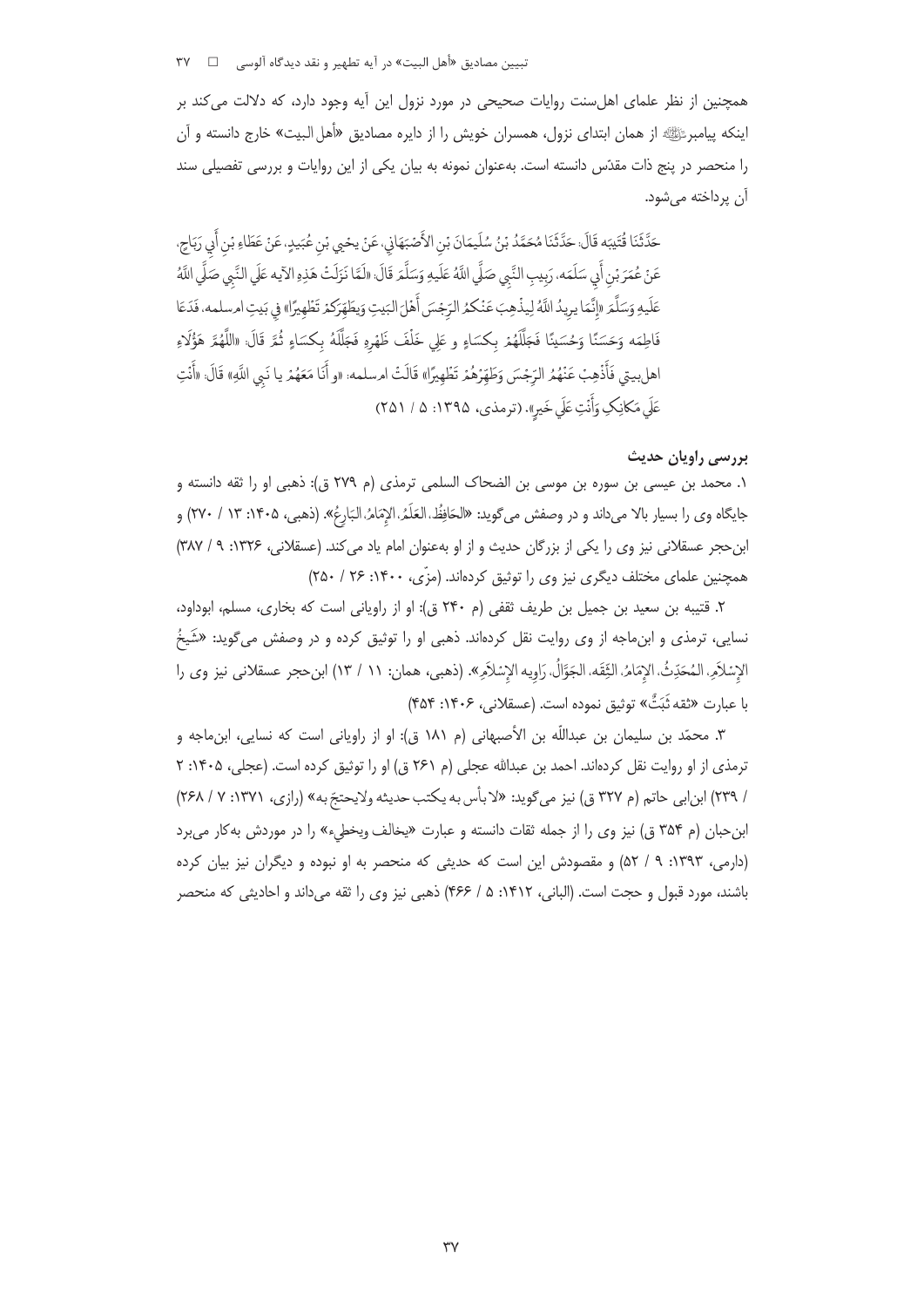همچنین از نظر علمای اهل‌سنت روایات صحیحی در مورد نزول این آیه وجود دارد، که دلالت می‌کند بر اینکه پیامبرﷺ از همان ابتدای نزول، همسران خویش را از دایره مصادیق «أهل البیت» خارج دانسته و آن را منحصر در پنج ذات مقدّس دانسته است. به‌عنوان نمونه به بیان یکی از این روایات و بررسی تفصیلی سند آن پرداخته می‌شود.

حَدَّثَنَا قُتَيبَه قَالَ: حَدَّثَنَا مُحَمَّدُ بْنُ سُلَيمَانَ بْنِ الأَصْبَهَانِي، عَنْ يحيي بْنِ عُبَيدٍ، عَنْ عَطَاءِ بْنِ أَبِي رَبَاحٍ، عَنْ عُمَرَ بْنِ أَبِي سَلَمَه، رَبِيبِ النَّبِي صَلَّي اللَّهُ عَلَيهِ وَسَلَّمَ قَالَ: «لَمَّا نَزَلَتْ هَذِهِ الآيه عَلَي النَّبِي صَلَّي اللَّهُ عَلَيهِ وَسَلَّمَ «إِنَّمَا يرِيدُ اللَّهُ لِيذْهِبَ عَنْكُمُ الرِّجْسَ أَهْلَ البَيتِ وَيطَهِّرَكُمْ تَطْهِيرًا» فِي بَيتِ امسلمه، فَدَعَا فَاطِمَه وَحَسَنًا وَحُسَينًا فَجَلَّلَهُمْ بِكِسَاءٍ و عَلِي خَلْفَ ظَهْرِهِ فَجَلَّلَهُ بِكِسَاءٍ ثُمَّ قَالَ: «اللَّهُمَّ هَؤُلَاءِ اهل‌بيتي فَأَذْهِبْ عَنْهُمُ الرِّجْسَ وَطَهِّرْهُمْ تَطْهِيرًا» قَالَتْ امسلمه: «و أَنَا مَعَهُمْ يا نَبِي اللَّهِ» قَالَ: «أَنْتِ عَلَي مَكَانِكِ وَأَنْتِ عَلَي خَيرٍ». (ترمذی، ۱۳۹۵: ۵ / ۲۵۱)

#### بررسی راویان حدیث

۱. محمد بن عیسی بن سوره بن موسی بن الضحاک السلمی ترمذی (م ۲۷۹ ق): ذهبی او را ثقه دانسته و جایگاه وی را بسیار بالا می‌داند و در وصفش می‌گوید: «الحَافِظُ، العَلَمُ، الإِمَامُ، البَارِعُ». (ذهبی، ۱۴۰۵: ۱۳ / ۲۷۰) و ابن‌حجر عسقلانی نیز وی را یکی از بزرگان حدیث و از او به‌عنوان امام یاد می‌کند. (عسقلانی، ۱۳۲۶: ۹ / ۳۸۷) همچنین علمای مختلف دیگری نیز وی را توثیق کرده‌اند. (مزّی، ۱۴۰۰: ۲۶ / ۲۵۰)

۲. قتیبه بن سعید بن جمیل بن طریف ثقفی (م ۲۴۰ ق): او از راویانی است که بخاری، مسلم، ابوداود، نسایی، ترمذی و ابن‌ماجه از وی روایت نقل کرده‌اند. ذهبی او را توثیق کرده و در وصفش می‌گوید: «شَيخُ الإِسْلاَمِ، المُحَدِّثُ، الإِمَامُ، الثِّقَه، الجَوَّالُ، رَاوِيه الإِسْلاَمِ». (ذهبی، همان: ۱۱ / ۱۳) ابن‌حجر عسقلانی نیز وی را با عبارت «ثقه ثَبَتٌ» توثیق نموده است. (عسقلانی، ۱۴۰۶: ۴۵۴)

۳. محمّد بن سلیمان بن عبداللّه بن الأصبهانی (م ۱۸۱ ق): او از راویانی است که نسایی، ابن‌ماجه و ترمذی از او روایت نقل کرده‌اند. احمد بن عبدالله عجلی (م ۲۶۱ ق) او را توثیق کرده است. (عجلی، ۱۴۰۵: ۲ / ۲۳۹) ابن‌ابی حاتم (م ۳۲۷ ق) نیز می‌گوید: «لا بأس به يكتب حديثه ولايحتجّ به» (رازی، ۱۳۷۱: ۷ / ۲۶۸) ابن‌حبان (م ۳۵۴ ق) نیز وی را از جمله ثقات دانسته و عبارت «يخالف ويخطيء» را در موردش به‌کار می‌برد (دارمی، ۱۳۹۳: ۹ / ۵۲) و مقصودش این است که حدیثی که منحصر به او نبوده و دیگران نیز بیان کرده باشند، مورد قبول و حجت است. (البانی، ۱۴۱۲: ۵ / ۴۶۶) ذهبی نیز وی را ثقه می‌داند و احادیثی که منحصر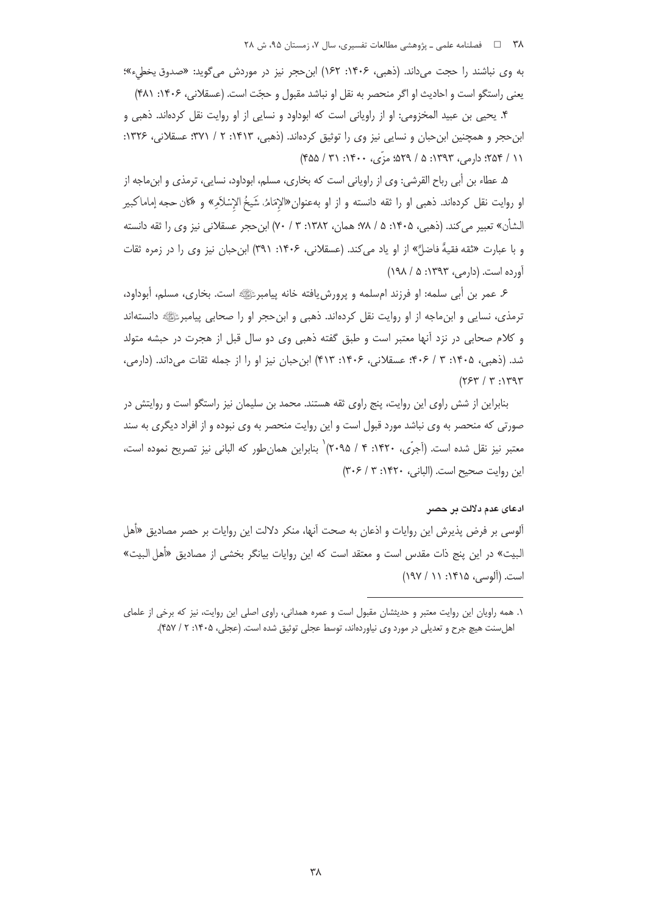به وی نباشند را حجت می‌داند. (ذهبی، ۱۴۰۶: ۱۶۲) ابن‌حجر نیز در موردش می‌گوید: «صدوق یخطیء»؛ یعنی راستگو است و احادیث او اگر منحصر به نقل او نباشد مقبول و حجّت است. (عسقلانی، ۱۴۰۶: ۴۸۱)

۴. یحیی بن عبید المخزومی: او از راویانی است که ابوداود و نسایی از او روایت نقل کرده‌اند. ذهبی و ابن‌حجر و همچنین ابن‌حبان و نسایی نیز وی را توثیق کرده‌اند. (ذهبی، ۱۴۱۳: ۲ / ۳۷۱؛ عسقلانی، ۱۳۲۶: ۱۱ / ۲۵۴؛ دارمی، ۱۳۹۳: ۵ / ۵۲۹؛ مزّی، ۱۴۰۰: ۳۱ / ۴۵۵)

۵. عطاء بن أبی رباح القرشی: وی از راویانی است که بخاری، مسلم، ابوداود، نسایی، ترمذی و ابن‌ماجه از او روایت نقل کرده‌اند. ذهبی او را ثقه دانسته و از او به‌عنوان«الإِمَامُ، شَيخُ الإِسْلاَمِ» و «کان حجه إماماکبیر الشأن» تعبیر می‌کند. (ذهبی، ۱۴۰۵: ۵ / ۷۸؛ همان، ۱۳۸۲: ۳ / ۷۰) ابن‌حجر عسقلانی نیز وی را ثقه دانسته و با عبارت «ثقه فقیهٌ فاضلٌ» از او یاد می‌کند. (عسقلانی، ۱۴۰۶: ۳۹۱) ابن‌حبان نیز وی را در زمره ثقات آورده است. (دارمی، ۱۳۹۳: ۵ / ۱۹۸)

۶. عمر بن أبی سلمه: او فرزند ام‌سلمه و پرورش‌یافته خانه پیامبر ﷺ است. بخاری، مسلم، أبوداود، ترمذی، نسایی و ابن‌ماجه از او روایت نقل کرده‌اند. ذهبی و ابن‌حجر او را صحابی پیامبر ﷺ دانسته‌اند و کلام صحابی در نزد آنها معتبر است و طبق گفته ذهبی وی دو سال قبل از هجرت در حبشه متولد شد. (ذهبی، ۱۴۰۵: ۳ / ۴۰۶؛ عسقلانی، ۱۴۰۶: ۴۱۳) ابن‌حبان نیز او را از جمله ثقات می‌داند. (دارمی، ۱۳۹۳: ۳ / ۲۶۳)

بنابراین از شش راوی این روایت، پنج راوی ثقه هستند. محمد بن سلیمان نیز راستگو است و روایتش در صورتی که منحصر به وی نباشد مورد قبول است و این روایت منحصر به وی نبوده و از افراد دیگری به سند معتبر نیز نقل شده است. (آجرّی، ۱۴۲۰: ۴ / ۲۰۹۵)[1] بنابراین همان‌طور که البانی نیز تصریح نموده است، این روایت صحیح است. (البانی، ۱۴۲۰: ۳ / ۳۰۶)

#### ادعای عدم دلالت بر حصر

آلوسی بر فرض پذیرش این روایات و اذعان به صحت آنها، منکر دلالت این روایات بر حصر مصادیق «أهل البیت» در این پنج ذات مقدس است و معتقد است که این روایات بیانگر بخشی از مصادیق «أهل البیت» است. (آلوسی، ۱۴۱۵: ۱۱ / ۱۹۷)

---

۱. همه راویان این روایت معتبر و حدیثشان مقبول است و عمره همدانی، راوی اصلی این روایت، نیز که برخی از علمای اهل‌سنت هیچ جرح و تعدیلی در مورد وی نیاورده‌اند، توسط عجلی توثیق شده است. (عجلی، ۱۴۰۵: ۲ / ۴۵۷).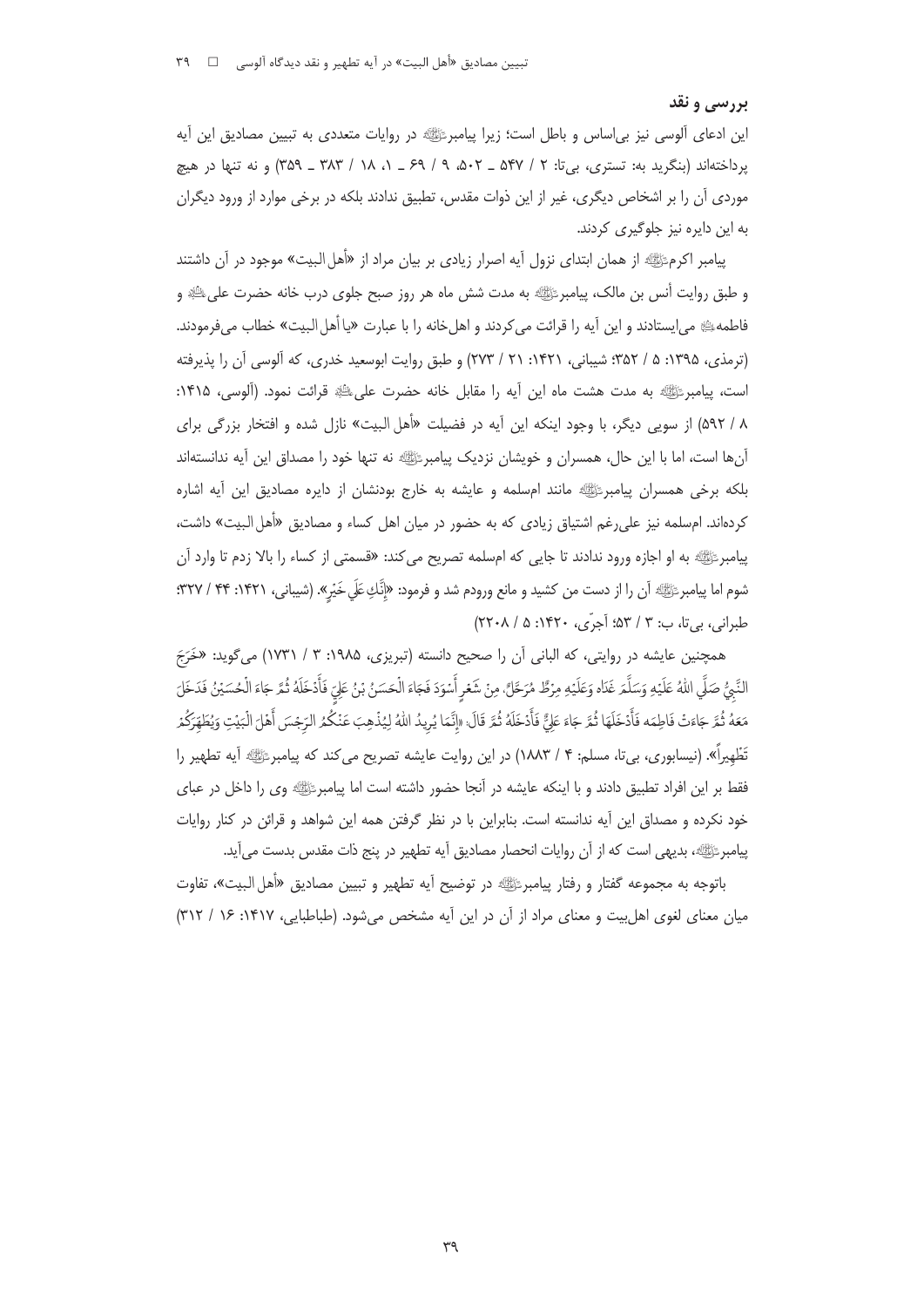### بررسی و نقد

این ادعای آلوسی نیز بی‌اساس و باطل است؛ زیرا پیامبرﷺ در روایات متعددی به تبیین مصادیق این آیه پرداخته‌اند (بنگرید به: تستری، بی‌تا: ۲ / ۵۴۷ ـ ۵۰۲، ۹ / ۶۹ ـ ۱، ۱۸ / ۳۸۳ ـ ۳۵۹) و نه تنها در هیچ موردی آن را بر اشخاص دیگری، غیر از این ذوات مقدس، تطبیق ندادند بلکه در برخی موارد از ورود دیگران به این دایره نیز جلوگیری کردند.

پیامبر اکرمﷺ از همان ابتدای نزول آیه اصرار زیادی بر بیان مراد از «أهل‌البیت» موجود در آن داشتند و طبق روایت أنس بن مالک، پیامبرﷺ به مدت شش ماه هر روز صبح جلوی درب خانه حضرت علیؑ و فاطمهؑ می‌ایستادند و این آیه را قرائت می‌کردند و اهل‌خانه را با عبارت «یا أهل‌البیت» خطاب می‌فرمودند. (ترمذی، ۱۳۹۵: ۵ / ۳۵۲؛ شیبانی، ۱۴۲۱: ۲۱ / ۲۷۳) و طبق روایت ابوسعید خدری، که آلوسی آن را پذیرفته است، پیامبرﷺ به مدت هشت ماه این آیه را مقابل خانه حضرت علیؑ قرائت نمود. (آلوسی، ۱۴۱۵: ۸ / ۵۹۲) از سویی دیگر، با وجود اینکه این آیه در فضیلت «أهل‌البیت» نازل شده و افتخار بزرگی برای آن‌ها است، اما با این حال، همسران و خویشان نزدیک پیامبرﷺ نه تنها خود را مصداق این آیه ندانسته‌اند بلکه برخی همسران پیامبرﷺ مانند ام‌سلمه و عایشه به خارج بودنشان از دایره مصادیق این آیه اشاره کرده‌اند. ام‌سلمه نیز علی‌رغم اشتیاق زیادی که به حضور در میان اهل کساء و مصادیق «أهل‌البیت» داشت، پیامبرﷺ به او اجازه ورود ندادند تا جایی که ام‌سلمه تصریح می‌کند: «قسمتی از کساء را بالا زدم تا وارد آن شوم اما پیامبرﷺ آن را از دست من کشید و مانع ورودم شد و فرمود: «إِنَّكِ عَلَى خَيْرٍ». (شیبانی، ۱۴۲۱: ۴۴ / ۳۲۷؛ طبرانی، بی‌تا، ب: ۳ / ۵۳؛ آجرّی، ۱۴۲۰: ۵ / ۲۲۰۸)

همچنین عایشه در روایتی، که البانی آن را صحیح دانسته (تبریزی، ۱۹۸۵: ۳ / ۱۷۳۱) می‌گوید: «خَرَجَ النَّبِيُّ صَلَّى اللهُ عَلَيْهِ وَسَلَّمَ غَدَاه وَعَلَيْهِ مِرْطٌ مُرَحَّلٌ، مِنْ شَعْرٍ أَسْوَدَ فَجَاءَ الْحَسَنُ بْنُ عَلِيٍ فَأَدْخَلَهُ ثُمَّ جَاءَ الْحُسَيْنُ فَدَخَلَ مَعَهُ ثُمَّ جَاءَتْ فَاطِمَه فَأَدْخَلَهَا ثُمَّ جَاءَ عَلِيٌّ فَأَدْخَلَهُ ثُمَّ قَالَ: «إِنَّمَا يُرِيدُ اللهُ لِيُذْهِبَ عَنْكُمُ الرِّجْسَ أَهْلَ الْبَيْتِ وَيُطَهِّرَكُمْ تَطْهِيراً». (نیسابوری، بی‌تا، مسلم: ۴ / ۱۸۸۳) در این روایت عایشه تصریح می‌کند که پیامبرﷺ آیه تطهیر را فقط بر این افراد تطبیق دادند و با اینکه عایشه در آنجا حضور داشته است اما پیامبرﷺ وی را داخل در عبای خود نکرده و مصداق این آیه ندانسته است. بنابراین با در نظر گرفتن همه این شواهد و قرائن در کنار روایات پیامبرﷺ، بدیهی است که از آن روایات انحصار مصادیق آیه تطهیر در پنج ذات مقدس بدست می‌آید.

باتوجه به مجموعه گفتار و رفتار پیامبرﷺ در توضیح آیه تطهیر و تبیین مصادیق «أهل‌البیت»، تفاوت میان معنای لغوی اهل‌بیت و معنای مراد از آن در این آیه مشخص می‌شود. (طباطبایی، ۱۴۱۷: ۱۶ / ۳۱۲)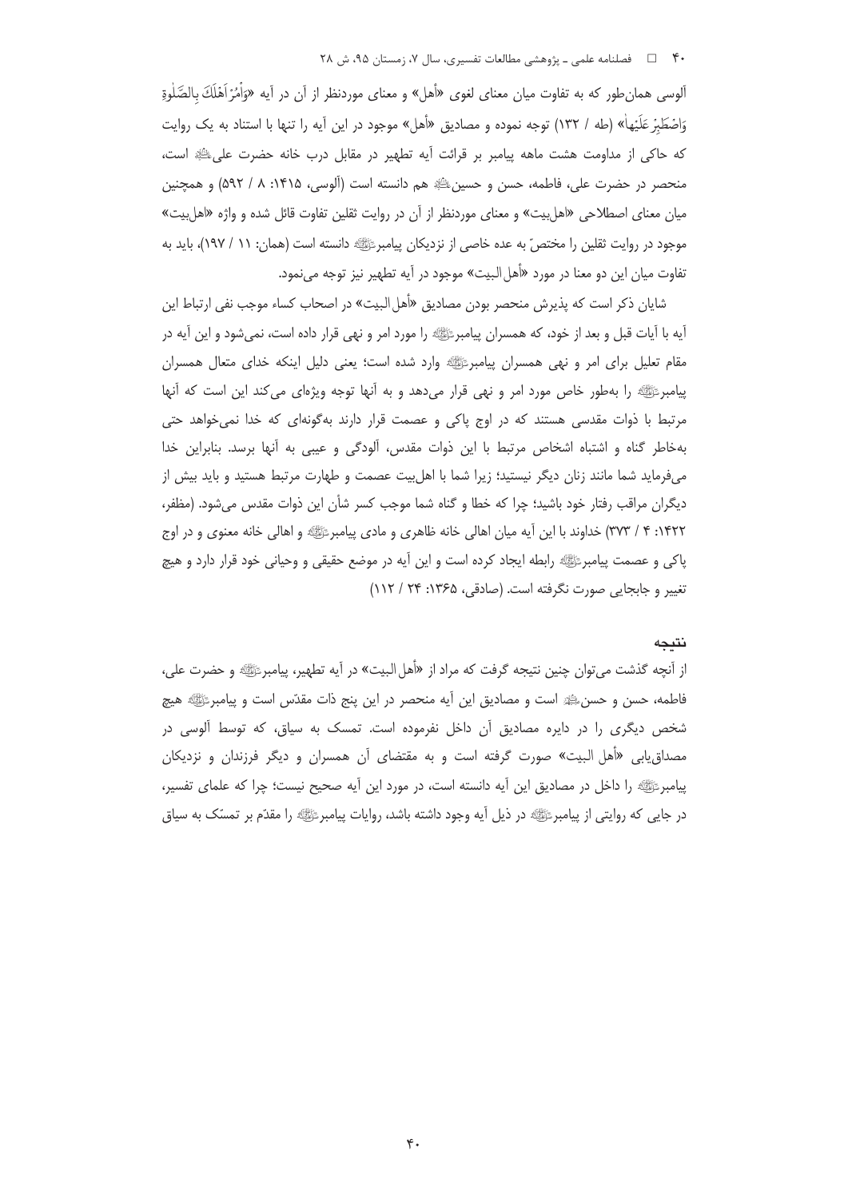آلوسی همان‌طور که به تفاوت میان معنای لغوی «أهل» و معنای موردنظر از آن در آیه «وَأْمُرْ أَهْلَكَ بِالصَّلَوٰةِ وَاصْطَبِرْ عَلَيْهَا» (طه / ١٣٢) توجه نموده و مصادیق «أهل» موجود در این آیه را تنها با استناد به یک روایت که حاکی از مداومت هشت ماهه پیامبر بر قرائت آیه تطهیر در مقابل درب خانه حضرت علی‌ع است، منحصر در حضرت علی، فاطمه، حسن و حسین‌ع هم دانسته است (آلوسی، ١٤١۵: ٨ / ۵٩٢) و همچنین میان معنای اصطلاحی «اهل‌بیت» و معنای موردنظر از آن در روایت ثقلین تفاوت قائل شده و واژه «اهل‌بیت» موجود در روایت ثقلین را مختصّ به عده خاصی از نزدیکان پیامبرص دانسته است (همان: ١١ / ١٩٧)، باید به تفاوت میان این دو معنا در مورد «أهل‌البیت» موجود در آیه تطهیر نیز توجه می‌نمود.

شایان ذکر است که پذیرش منحصر بودن مصادیق «أهل‌البیت» در اصحاب کساء موجب نفی ارتباط این آیه با آیات قبل و بعد از خود، که همسران پیامبرص را مورد امر و نهی قرار داده است، نمی‌شود و این آیه در مقام تعلیل برای امر و نهی همسران پیامبرص وارد شده است؛ یعنی دلیل اینکه خدای متعال همسران پیامبرص را به‌طور خاص مورد امر و نهی قرار می‌دهد و به آنها توجه ویژه‌ای می‌کند این است که آنها مرتبط با ذوات مقدسی هستند که در اوج پاکی و عصمت قرار دارند به‌گونه‌ای که خدا نمی‌خواهد حتی به‌خاطر گناه و اشتباه اشخاص مرتبط با این ذوات مقدس، آلودگی و عیبی به آنها برسد. بنابراین خدا می‌فرماید شما مانند زنان دیگر نیستید؛ زیرا شما با اهل‌بیت عصمت و طهارت مرتبط هستید و باید بیش از دیگران مراقب رفتار خود باشید؛ چرا که خطا و گناه شما موجب کسر شأن این ذوات مقدس می‌شود. (مظفر، ١٤٢٢: ٤ / ٣٧٣) خداوند با این آیه میان اهالی خانه ظاهری و مادی پیامبرص و اهالی خانه معنوی و در اوج پاکی و عصمت پیامبرص رابطه ایجاد کرده است و این آیه در موضع حقیقی و وحیانی خود قرار دارد و هیچ تغییر و جابجایی صورت نگرفته است. (صادقی، ١٣٦۵: ٢٤ / ١١٢)

## نتیجه

از آنچه گذشت می‌توان چنین نتیجه گرفت که مراد از «أهل‌البیت» در آیه تطهیر، پیامبرص و حضرت علی، فاطمه، حسن و حسین‌ع است و مصادیق این آیه منحصر در این پنج ذات مقدّس است و پیامبرص هیچ شخص دیگری را در دایره مصادیق آن داخل نفرموده است. تمسک به سیاق، که توسط آلوسی در مصداق‌یابی «أهل‌البیت» صورت گرفته است و به مقتضای آن همسران و دیگر فرزندان و نزدیکان پیامبرص را داخل در مصادیق این آیه دانسته است، در مورد این آیه صحیح نیست؛ چرا که علمای تفسیر، در جایی که روایتی از پیامبرص در ذیل آیه وجود داشته باشد، روایات پیامبرص را مقدّم بر تمسک به سیاق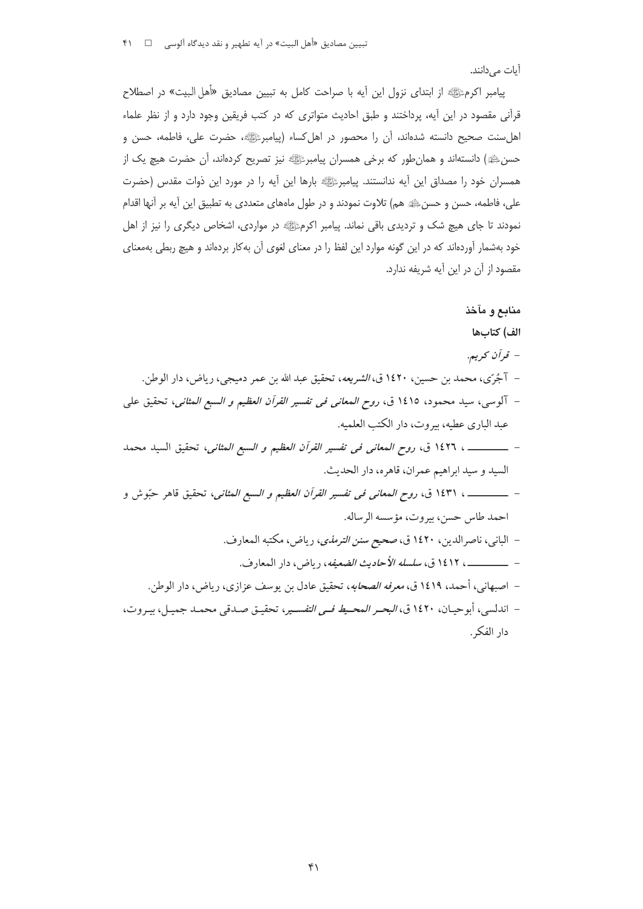آیات می‌دانند.

پیامبر اکرمﷺ از ابتدای نزول این آیه با صراحت کامل به تبیین مصادیق «أهل البیت» در اصطلاح قرآنی مقصود در این آیه، پرداختند و طبق احادیث متواتری که در کتب فریقین وجود دارد و از نظر علماء اهل‌سنت صحیح دانسته شده‌اند، آن را محصور در اهل‌کساء (پیامبرﷺ، حضرت علی، فاطمه، حسن و حسنﷺ) دانسته‌اند و همان‌طور که برخی همسران پیامبرﷺ نیز تصریح کرده‌اند، آن حضرت هیچ یک از همسران خود را مصداق این آیه ندانستند. پیامبرﷺ بارها این آیه را در مورد این ذوات مقدس (حضرت علی، فاطمه، حسن و حسنﷺ هم) تلاوت نمودند و در طول ماه‌های متعددی به تطبیق این آیه بر آنها اقدام نمودند تا جای هیچ شک و تردیدی باقی نماند. پیامبر اکرمﷺ در مواردی، اشخاص دیگری را نیز از اهل خود به‌شمار آورده‌اند که در این گونه موارد این لفظ را در معنای لغوی آن به‌کار برده‌اند و هیچ ربطی به‌معنای مقصود از آن در این آیه شریفه ندارد.

## منابع و مآخذ

### الف) کتاب‌ها

- *قرآن کریم.*
- آجُرّی، محمد بن حسین، ۱۴۲۰ ق، *الشریعه*، تحقیق عبد الله بن عمر دمیجی، ریاض، دار الوطن.
- آلوسی، سید محمود، ۱۴۱۵ ق، *روح المعانی فی تفسیر القرآن العظیم و السبع المثانی*، تحقیق علی عبد الباری عطیه، بیروت، دار الکتب العلمیه.
- ــــــــــ ، ۱۴۲۶ ق، *روح المعانی فی تفسیر القرآن العظیم و السبع المثانی*، تحقیق السید محمد السید و سید ابراهیم عمران، قاهره، دار الحدیث.
- ــــــــــ ، ۱۴۳۱ ق، *روح المعانی فی تفسیر القرآن العظیم و السبع المثانی*، تحقیق قاهر حبّوش و احمد طاس حسن، بیروت، مؤسسه الرساله.
- البانی، ناصرالدین، ۱۴۲۰ ق، *صحیح سنن الترمذی*، ریاض، مکتبه المعارف.
- ــــــــــ ، ۱۴۱۲ ق، *سلسله الأحادیث الضعیفه*، ریاض، دار المعارف.
- اصبهانی، أحمد، ۱۴۱۹ ق، *معرفه الصحابه*، تحقیق عادل بن یوسف عزازی، ریاض، دار الوطن.
- اندلسی، أبوحیان، ۱۴۲۰ ق، *البحر المحیط فی التفسیر*، تحقیق صدقی محمد جمیل، بیروت، دار الفکر.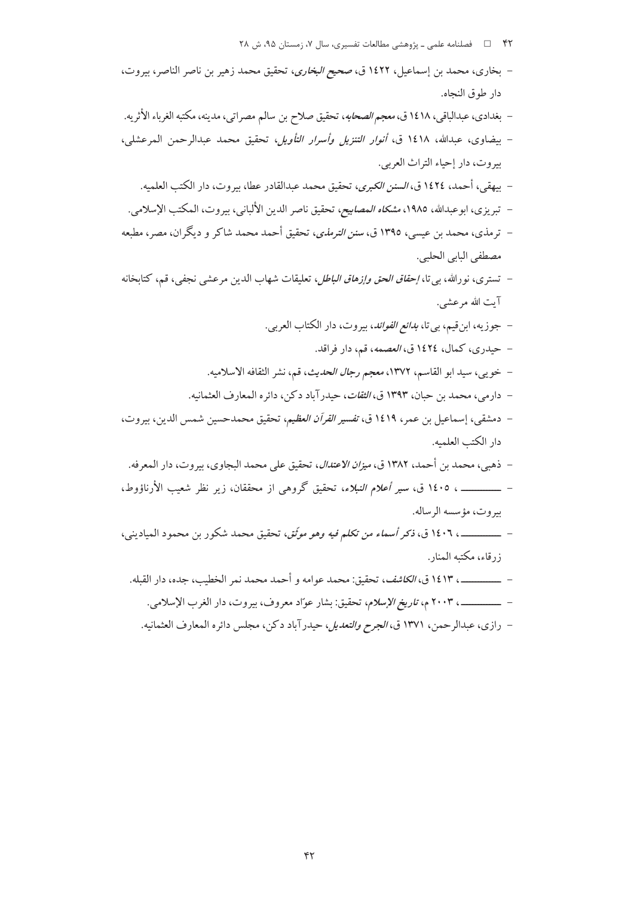- بخاری، محمد بن إسماعیل، ۱٤۲۲ ق، *صحیح البخاری*، تحقیق محمد زهیر بن ناصر الناصر، بیروت، دار طوق النجاه.
- بغدادی، عبدالباقی، ۱٤۱۸ ق، *معجم الصحابه*، تحقیق صلاح بن سالم مصراتی، مدینه، مکتبه الغرباء الأثریه.
- بیضاوی، عبدالله، ۱٤۱۸ ق، *أنوار التنزیل وأسرار التأویل*، تحقیق محمد عبدالرحمن المرعشلی، بیروت، دار إحیاء التراث العربی.
- بیهقی، أحمد، ۱٤۲٤ ق، *السنن الکبری*، تحقیق محمد عبدالقادر عطا، بیروت، دار الکتب العلمیه.
- تبریزی، ابوعبدالله، ۱۹۸۵، *مشکاه المصابیح*، تحقیق ناصر الدین الألبانی، بیروت، المکتب الإسلامی.
- ترمذی، محمد بن عیسی، ۱۳۹۵ ق، *سنن الترمذی*، تحقیق أحمد محمد شاکر و دیگران، مصر، مطبعه مصطفی البابی الحلبی.
- تستری، نورالله، بی تا، *إحقاق الحق وإزهاق الباطل*، تعلیقات شهاب الدین مرعشی نجفی، قم، کتابخانه آیت الله مرعشی.
- جوزیه، ابن‌قیم، بی‌تا، *بدائع الفوائد*، بیروت، دار الکتاب العربی.
- حیدری، کمال، ۱٤۲٤ ق، *العصمه*، قم، دار فراقد.
- خویی، سید ابو القاسم، ۱۳۷۲، *معجم رجال الحدیث*، قم، نشر الثقافه الاسلامیه.
- دارمی، محمد بن حبان، ۱۳۹۳ ق، *الثقات*، حیدرآباد دکن، دائره المعارف العثمانیه.
- دمشقی، إسماعیل بن عمر، ۱٤۱۹ ق، *تفسیر القرآن العظیم*، تحقیق محمدحسین شمس الدین، بیروت، دار الکتب العلمیه.
- ذهبی، محمد بن أحمد، ۱۳۸۲ ق، *میزان الاعتدال*، تحقیق علی محمد البجاوی، بیروت، دار المعرفه.
- ـــــــــــ، ۱٤۰۵ ق، *سیر أعلام النبلاء*، تحقیق گروهی از محققان، زیر نظر شعیب الأرناؤوط، بیروت، مؤسسه الرساله.
- ـــــــــــ، ۱٤۰٦ ق، *ذکر أسماء من تکلم فیه وهو موثق*، تحقیق محمد شکور بن محمود المیادینی، زرقاء، مکتبه المنار.
- ـــــــــــ، ۱٤۱۳ ق، *الکاشف*، تحقیق: محمد عوامه و أحمد محمد نمر الخطیب، جده، دار القبله.
- ـــــــــــ، ۲۰۰۳ م، *تاریخ الإسلام*، تحقیق: بشار عوّاد معروف، بیروت، دار الغرب الإسلامی.
- رازی، عبدالرحمن، ۱۳۷۱ ق، *الجرح والتعدیل*، حیدرآباد دکن، مجلس دائره المعارف العثمانیه.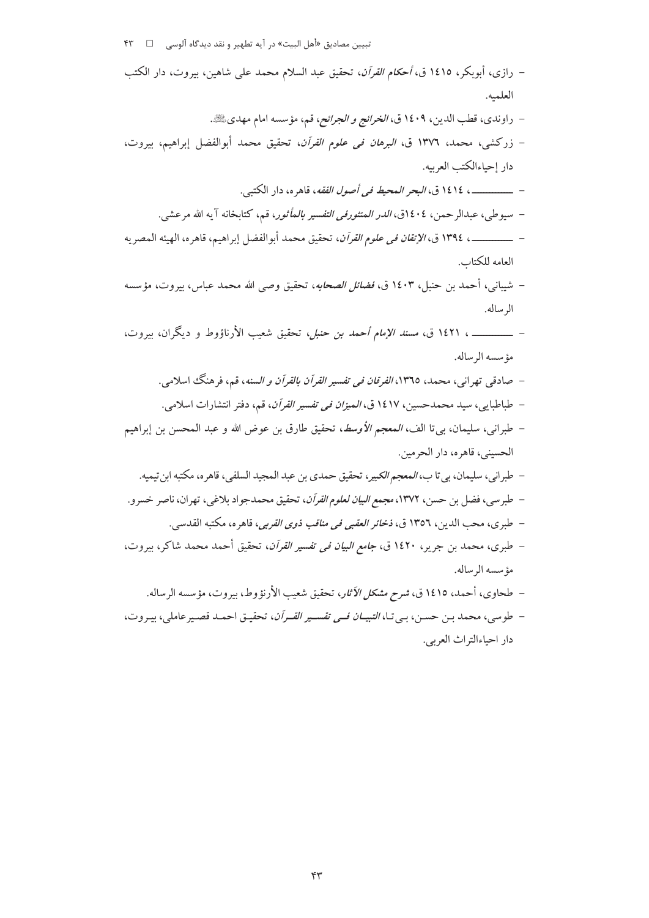- رازی، أبوبکر، ۱٤۱۵ ق، *أحکام القرآن*، تحقیق عبد السلام محمد علی شاهین، بیروت، دار الکتب العلمیه.
- راوندی، قطب الدین، ۱٤۰۹ ق، *الخرائج و الجرائح*، قم، مؤسسه امام مهدی ﷺ.
- زرکشی، محمد، ۱۳۷٦ ق، *البرهان فی علوم القرآن*، تحقیق محمد أبوالفضل إبراهیم، بیروت، دار إحیاءالکتب العربیه.
- ـــــــــــ، ۱٤۱٤ ق، *البحر المحیط فی أصول الفقه*، قاهره، دار الکتبی.
- سیوطی، عبدالرحمن، ۱٤۰٤ق، *الدر المنثورفی التفسیر بالمأثور*، قم، کتابخانه آیه الله مرعشی.
- ـــــــــــ، ۱۳۹٤ ق، *الإتقان فی علوم القرآن*، تحقیق محمد أبوالفضل إبراهیم، قاهره، الهیئه المصریه العامه للکتاب.
- شیبانی، أحمد بن حنبل، ۱٤۰۳ ق، *فضائل الصحابه*، تحقیق وصی الله محمد عباس، بیروت، مؤسسه الرساله.
- ـــــــــــ، ۱٤۲۱ ق، *مسند الإمام أحمد بن حنبل*، تحقیق شعیب الأرناؤوط و دیگران، بیروت، مؤسسه الرساله.
- صادقی تهرانی، محمد، ۱۳٦۵، *الفرقان فی تفسیر القرآن بالقرآن و السنه*، قم، فرهنگ اسلامی.
- طباطبایی، سید محمدحسین، ۱٤۱۷ ق، *المیزان فی تفسیر القرآن*، قم، دفتر انتشارات اسلامی.
- طبرانی، سلیمان، بی‌تا الف، *المعجم الأوسط*، تحقیق طارق بن عوض الله و عبد المحسن بن إبراهیم الحسینی، قاهره، دار الحرمین.
- طبرانی، سلیمان، بی‌تا ب، *المعجم الکبیر*، تحقیق حمدی بن عبد المجید السلفی، قاهره، مکتبه ابن‌تیمیه.
- طبرسی، فضل بن حسن، ۱۳۷۲، *مجمع البیان لعلوم القرآن*، تحقیق محمدجواد بلاغی، تهران، ناصر خسرو.
- طبری، محب الدین، ۱۳۵٦ ق، *ذخائر العقبی فی مناقب ذوی القربی*، قاهره، مکتبه القدسی.
- طبری، محمد بن جریر، ۱٤۲۰ ق، *جامع البیان فی تفسیر القرآن*، تحقیق أحمد محمد شاکر، بیروت، مؤسسه الرساله.
- طحاوی، أحمد، ۱٤۱۵ ق، *شرح مشکل الآثار*، تحقیق شعیب الأرنؤوط، بیروت، مؤسسه الرساله.
- طوسی، محمد بن حسن، بی‌تا، *التبیان فی تفسیر القرآن*، تحقیق احمد قصیرعاملی، بیروت، دار احیاءالتراث العربی.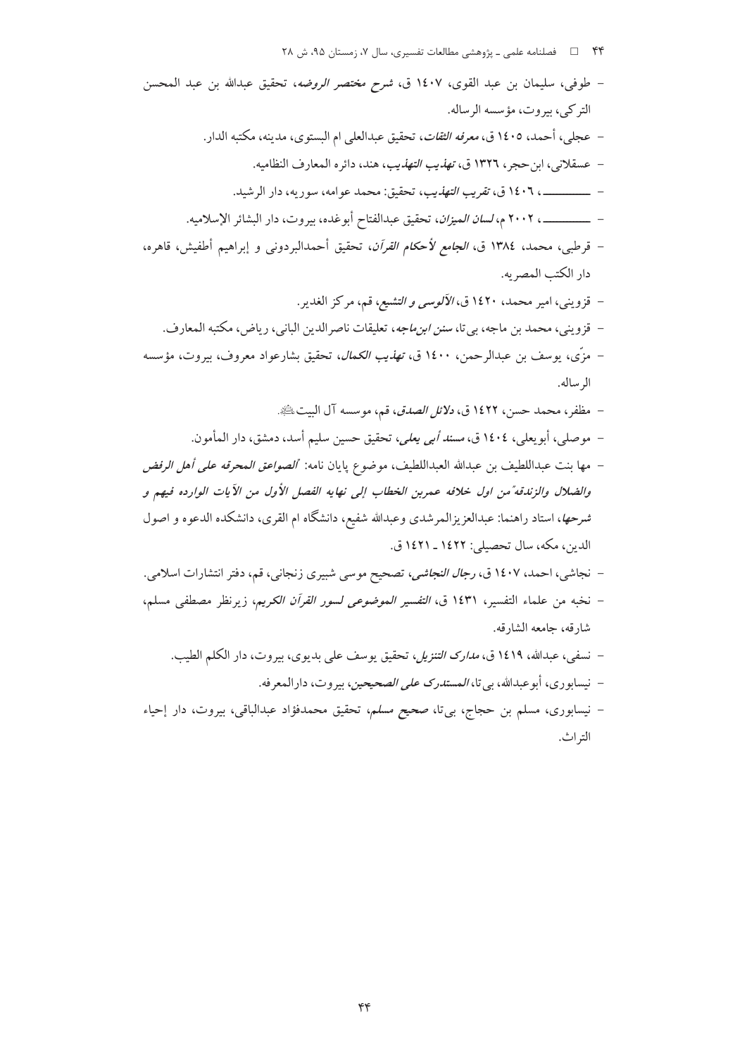- طوفی، سلیمان بن عبد القوی، ۱۴۰۷ ق، *شرح مختصر الروضه*، تحقیق عبدالله بن عبد المحسن الترکی، بیروت، مؤسسه الرساله.
- عجلی، أحمد، ۱۴۰۵ ق، *معرفه الثقات*، تحقیق عبدالعلی ام البستوی، مدینه، مکتبه الدار.
- عسقلانی، ابن‌حجر، ۱۳۲۶ ق، *تهذیب التهذیب*، هند، دائره المعارف النظامیه.
- ــــــــــــ، ۱۴۰۶ ق، *تقریب التهذیب*، تحقیق: محمد عوامه، سوریه، دار الرشید.
- ــــــــــــ، ۲۰۰۲ م، *لسان المیزان*، تحقیق عبدالفتاح أبوغده، بیروت، دار البشائر الإسلامیه.
- قرطبی، محمد، ۱۳۸۴ ق، *الجامع لأحکام القرآن*، تحقیق أحمدالبردونی و إبراهیم أطفیش، قاهره، دار الکتب المصریه.
- قزوینی، امیر محمد، ۱۴۲۰ ق، *الآلوسی و التشیع*، قم، مرکز الغدیر.
- قزوینی، محمد بن ماجه، بی‌تا، *سنن ابن‌ماجه*، تعلیقات ناصرالدین البانی، ریاض، مکتبه المعارف.
- مزّی، یوسف بن عبدالرحمن، ۱۴۰۰ ق، *تهذیب الکمال*، تحقیق بشارعواد معروف، بیروت، مؤسسه الرساله.
- مظفر، محمد حسن، ۱۴۲۲ ق، *دلائل الصدق*، قم، موسسه آل البیت علیهم السلام.
- موصلی، أبویعلی، ۱۴۰۴ ق، *مسند أبی یعلی*، تحقیق حسین سلیم أسد، دمشق، دار المأمون.
- مها بنت عبداللطیف بن عبدالله العبداللطیف، موضوع پایان نامه: *"الصواعق المحرقه علی أهل الرفض والضلال والزندقه" من اول خلافه عمربن الخطاب إلی نهایه الفصل الأول من الآیات الوارده فیهم و شرحها*، استاد راهنما: عبدالعزیزالمرشدی وعبدالله شفیع، دانشگاه ام القری، دانشکده الدعوه و اصول الدین، مکه، سال تحصیلی: ۱۴۲۲ ـ ۱۴۲۱ ق.
- نجاشی، احمد، ۱۴۰۷ ق، *رجال النجاشی*، تصحیح موسی شبیری زنجانی، قم، دفتر انتشارات اسلامی.
- نخبه من علماء التفسیر، ۱۴۳۱ ق، *التفسیر الموضوعی لسور القرآن الکریم*، زیرنظر مصطفی مسلم، شارقه، جامعه الشارقه.
- نسفی، عبدالله، ۱۴۱۹ ق، *مدارک التنزیل*، تحقیق یوسف علی بدیوی، بیروت، دار الکلم الطیب.
- نیسابوری، أبوعبدالله، بی‌تا، *المستدرک علی الصحیحین*، بیروت، دارالمعرفه.
- نیسابوری، مسلم بن حجاج، بی‌تا، *صحیح مسلم*، تحقیق محمدفؤاد عبدالباقی، بیروت، دار إحیاء التراث.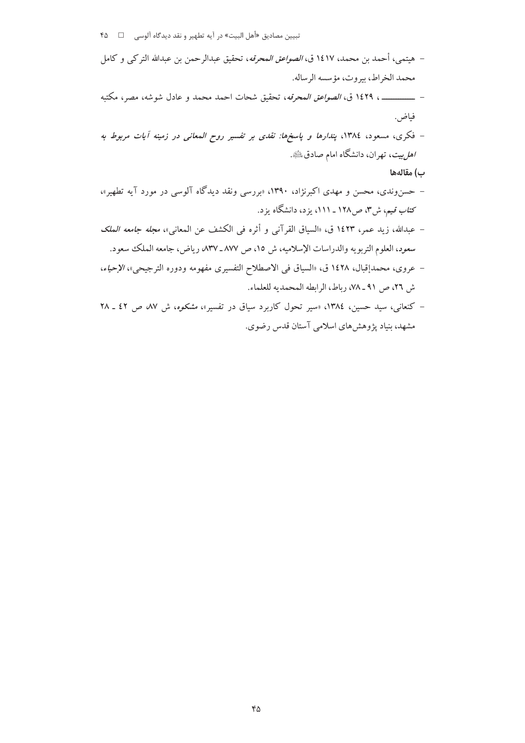- هیتمی، أحمد بن محمد، ۱٤۱۷ ق، *الصواعق المحرقه*، تحقیق عبدالرحمن بن عبدالله الترکی و کامل محمد الخراط، بیروت، مؤسسه الرساله.
- ــــــــــــ ، ۱٤۲۹ ق، *الصواعق المحرقه*، تحقیق شحات احمد محمد و عادل شوشه، مصر، مکتبه فیاض.
- فکری، مسعود، ۱۳۸٤، *پندارها و پاسخ‌ها: نقدی بر تفسیر روح المعانی در زمینه آیات مربوط به اهل‌بیت*، تهران، دانشگاه امام صادق‌ علیه السلام.

**ب) مقاله‌ها**

- حسن‌وندی، محسن و مهدی اکبرنژاد، ۱۳۹۰، «بررسی ونقد دیدگاه آلوسی در مورد آیه تطهیر»، *کتاب قیم*، ش۳، ص۱۲۸ ـ ۱۱۱، یزد، دانشگاه یزد.
- عبدالله، زید عمر، ۱٤۲۳ ق، «السیاق القرآنی و أثره فی الکشف عن المعانی»، *مجله جامعه الملک سعود*، العلوم التربویه والدراسات الإسلامیه، ش ۱۵، ص ۸۷۷ ـ ۸۳۷، ریاض، جامعه الملک سعود.
- عروی، محمدإقبال، ۱٤۲۸ ق، «السیاق فی الاصطلاح التفسیری مفهومه ودوره الترجیحی»، *الإحیاء*، ش ۲٦، ص ۹۱ ـ ۷۸، رباط، الرابطه المحمدیه للعلماء.
- کنعانی، سید حسین، ۱۳۸٤، «سیر تحول کاربرد سیاق در تفسیر»، *مشکوه*، ش ۸۷، ص ٤۲ ـ ۲۸ مشهد، بنیاد پژوهش‌های اسلامی آستان قدس رضوی.